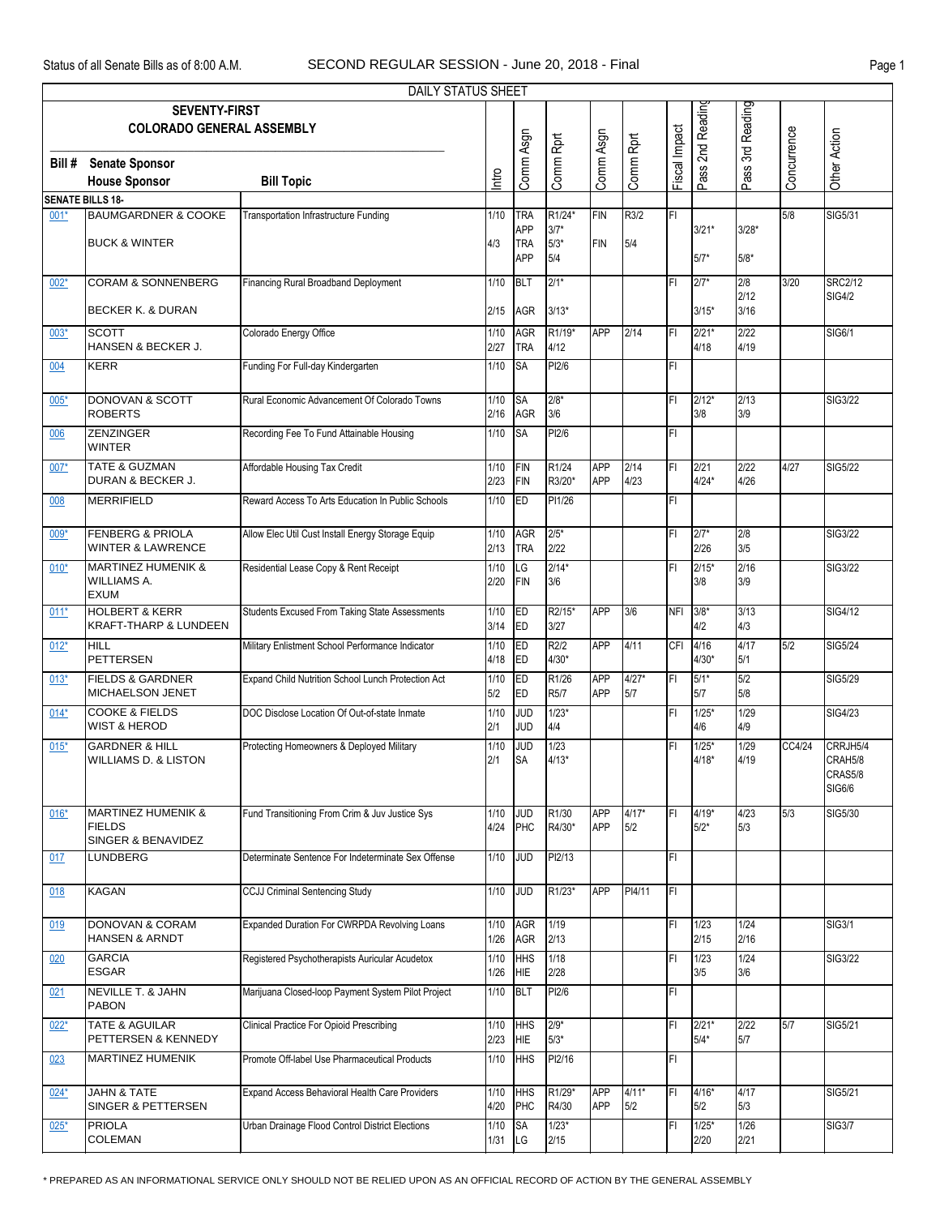Status of all Senate Bills as of 8:00 A.M. SECOND REGULAR SESSION - June 20, 2018 - Final

DAILY STATUS SHEET

**SEVENTY-FIRST COLORADO GENERAL ASSEMBLY**

| Bill # | Senate Sponsor / House Sponsor | Bill Topic | Intro | Comm Asgn | Comm Rprt | Comm Asgn | Comm Rprt | Fiscal Impact | Pass 2nd Reading | Pass 3rd Reading | Concurrence | Other Action |
|---|---|---|---|---|---|---|---|---|---|---|---|---|
| **SENATE BILLS 18-** | | | | | | | | | | | | |
| 001* | BAUMGARDNER & COOKE<br>BUCK & WINTER | Transportation Infrastructure Funding | 1/10<br>4/3 | TRA<br>APP<br>TRA<br>APP | R1/24*<br>3/7*<br>5/3*<br>5/4 | FIN<br>FIN | R3/2<br>5/4 | FI | 3/21*<br>5/7* | 3/28*<br>5/8* | 5/8 | SIG5/31 |
| 002* | CORAM & SONNENBERG<br>BECKER K. & DURAN | Financing Rural Broadband Deployment | 1/10<br>2/15 | BLT<br>AGR | 2/1*<br>3/13* | | | FI | 2/7*<br>3/15* | 2/8<br>2/12<br>3/16 | 3/20 | SRC2/12<br>SIG4/2 |
| 003* | SCOTT<br>HANSEN & BECKER J. | Colorado Energy Office | 1/10<br>2/27 | AGR<br>TRA | R1/19*<br>4/12 | APP | 2/14 | FI | 2/21*<br>4/18 | 2/22<br>4/19 | | SIG6/1 |
| 004 | KERR | Funding For Full-day Kindergarten | 1/10 | SA | PI2/6 | | | FI | | | | |
| 005* | DONOVAN & SCOTT<br>ROBERTS | Rural Economic Advancement Of Colorado Towns | 1/10<br>2/16 | SA<br>AGR | 2/8*<br>3/6 | | | FI | 2/12*<br>3/8 | 2/13<br>3/9 | | SIG3/22 |
| 006 | ZENZINGER<br>WINTER | Recording Fee To Fund Attainable Housing | 1/10 | SA | PI2/6 | | | FI | | | | |
| 007* | TATE & GUZMAN<br>DURAN & BECKER J. | Affordable Housing Tax Credit | 1/10<br>2/23 | FIN<br>FIN | R1/24<br>R3/20* | APP<br>APP | 2/14<br>4/23 | FI | 2/21<br>4/24* | 2/22<br>4/26 | 4/27 | SIG5/22 |
| 008 | MERRIFIELD | Reward Access To Arts Education In Public Schools | 1/10 | ED | PI1/26 | | | FI | | | | |
| 009* | FENBERG & PRIOLA<br>WINTER & LAWRENCE | Allow Elec Util Cust Install Energy Storage Equip | 1/10<br>2/13 | AGR<br>TRA | 2/5*<br>2/22 | | | FI | 2/7*<br>2/26 | 2/8<br>3/5 | | SIG3/22 |
| 010* | MARTINEZ HUMENIK & WILLIAMS A.<br>EXUM | Residential Lease Copy & Rent Receipt | 1/10<br>2/20 | LG<br>FIN | 2/14*<br>3/6 | | | FI | 2/15*<br>3/8 | 2/16<br>3/9 | | SIG3/22 |
| 011* | HOLBERT & KERR<br>KRAFT-THARP & LUNDEEN | Students Excused From Taking State Assessments | 1/10<br>3/14 | ED<br>ED | R2/15*<br>3/27 | APP | 3/6 | NFI | 3/8*<br>4/2 | 3/13<br>4/3 | | SIG4/12 |
| 012* | HILL<br>PETTERSEN | Military Enlistment School Performance Indicator | 1/10<br>4/18 | ED<br>ED | R2/2<br>4/30* | APP | 4/11 | CFI | 4/16<br>4/30* | 4/17<br>5/1 | 5/2 | SIG5/24 |
| 013* | FIELDS & GARDNER<br>MICHAELSON JENET | Expand Child Nutrition School Lunch Protection Act | 1/10<br>5/2 | ED<br>ED | R1/26<br>R5/7 | APP<br>APP | 4/27*<br>5/7 | FI | 5/1*<br>5/7 | 5/2<br>5/8 | | SIG5/29 |
| 014* | COOKE & FIELDS<br>WIST & HEROD | DOC Disclose Location Of Out-of-state Inmate | 1/10<br>2/1 | JUD<br>JUD | 1/23*<br>4/4 | | | FI | 1/25*<br>4/6 | 1/29<br>4/9 | | SIG4/23 |
| 015* | GARDNER & HILL<br>WILLIAMS D. & LISTON | Protecting Homeowners & Deployed Military | 1/10<br>2/1 | JUD<br>SA | 1/23<br>4/13* | | | FI | 1/25*<br>4/18* | 1/29<br>4/19 | CC4/24 | CRRJH5/4<br>CRAH5/8<br>CRAS5/8<br>SIG6/6 |
| 016* | MARTINEZ HUMENIK & FIELDS<br>SINGER & BENAVIDEZ | Fund Transitioning From Crim & Juv Justice Sys | 1/10<br>4/24 | JUD<br>PHC | R1/30<br>R4/30* | APP<br>APP | 4/17*<br>5/2 | FI | 4/19*<br>5/2* | 4/23<br>5/3 | 5/3 | SIG5/30 |
| 017 | LUNDBERG | Determinate Sentence For Indeterminate Sex Offense | 1/10 | JUD | PI2/13 | | | FI | | | | |
| 018 | KAGAN | CCJJ Criminal Sentencing Study | 1/10 | JUD | R1/23* | APP | PI4/11 | FI | | | | |
| 019 | DONOVAN & CORAM<br>HANSEN & ARNDT | Expanded Duration For CWRPDA Revolving Loans | 1/10<br>1/26 | AGR<br>AGR | 1/19<br>2/13 | | | FI | 1/23<br>2/15 | 1/24<br>2/16 | | SIG3/1 |
| 020 | GARCIA<br>ESGAR | Registered Psychotherapists Auricular Acudetox | 1/10<br>1/26 | HHS<br>HIE | 1/18<br>2/28 | | | FI | 1/23<br>3/5 | 1/24<br>3/6 | | SIG3/22 |
| 021 | NEVILLE T. & JAHN<br>PABON | Marijuana Closed-loop Payment System Pilot Project | 1/10 | BLT | PI2/6 | | | FI | | | | |
| 022* | TATE & AGUILAR<br>PETTERSEN & KENNEDY | Clinical Practice For Opioid Prescribing | 1/10<br>2/23 | HHS<br>HIE | 2/9*<br>5/3* | | | FI | 2/21*<br>5/4* | 2/22<br>5/7 | 5/7 | SIG5/21 |
| 023 | MARTINEZ HUMENIK | Promote Off-label Use Pharmaceutical Products | 1/10 | HHS | PI2/16 | | | FI | | | | |
| 024* | JAHN & TATE<br>SINGER & PETTERSEN | Expand Access Behavioral Health Care Providers | 1/10<br>4/20 | HHS<br>PHC | R1/29*<br>R4/30 | APP<br>APP | 4/11*<br>5/2 | FI | 4/16*<br>5/2 | 4/17<br>5/3 | | SIG5/21 |
| 025* | PRIOLA<br>COLEMAN | Urban Drainage Flood Control District Elections | 1/10<br>1/31 | SA<br>LG | 1/23*<br>2/15 | | | FI | 1/25*<br>2/20 | 1/26<br>2/21 | | SIG3/7 |

* PREPARED AS AN INFORMATIONAL SERVICE ONLY SHOULD NOT BE RELIED UPON AS AN OFFICIAL RECORD OF ACTION BY THE GENERAL ASSEMBLY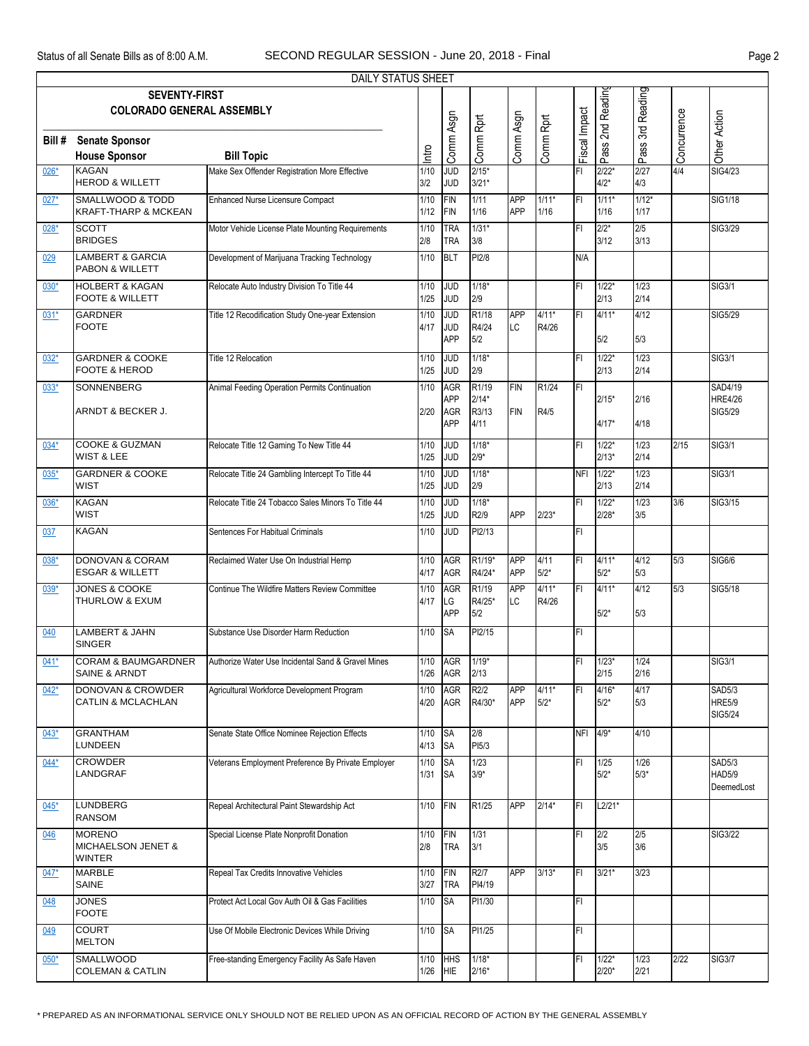Status of all Senate Bills as of 8:00 A.M. SECOND REGULAR SESSION - June 20, 2018 - Final

DAILY STATUS SHEET

SEVENTY-FIRST COLORADO GENERAL ASSEMBLY

| Bill # | Senate Sponsor / House Sponsor | Bill Topic | Intro | Comm Asgn | Comm Rprt | Comm Asgn | Comm Rprt | Fiscal Impact | Pass 2nd Reading | Pass 3rd Reading | Concurrence | Other Action |
|---|---|---|---|---|---|---|---|---|---|---|---|---|
| 026* | KAGAN<br>HEROD & WILLETT | Make Sex Offender Registration More Effective | 1/10<br>3/2 | JUD<br>JUD | 2/15*<br>3/21* | | | FI | 2/22*<br>4/2* | 2/27<br>4/3 | 4/4 | SIG4/23 |
| 027* | SMALLWOOD & TODD<br>KRAFT-THARP & MCKEAN | Enhanced Nurse Licensure Compact | 1/10<br>1/12 | FIN<br>FIN | 1/11<br>1/16 | APP<br>APP | 1/11*<br>1/16 | FI | 1/11*<br>1/16 | 1/12*<br>1/17 | | SIG1/18 |
| 028* | SCOTT<br>BRIDGES | Motor Vehicle License Plate Mounting Requirements | 1/10<br>2/8 | TRA<br>TRA | 1/31*<br>3/8 | | | FI | 2/2*<br>3/12 | 2/5<br>3/13 | | SIG3/29 |
| 029 | LAMBERT & GARCIA<br>PABON & WILLETT | Development of Marijuana Tracking Technology | 1/10 | BLT | PI2/8 | | | N/A | | | | |
| 030* | HOLBERT & KAGAN<br>FOOTE & WILLETT | Relocate Auto Industry Division To Title 44 | 1/10<br>1/25 | JUD<br>JUD | 1/18*<br>2/9 | | | FI | 1/22*<br>2/13 | 1/23<br>2/14 | | SIG3/1 |
| 031* | GARDNER<br>FOOTE | Title 12 Recodification Study One-year Extension | 1/10<br>4/17 | JUD<br>JUD<br>APP | R1/18<br>R4/24<br>5/2 | APP<br>LC | 4/11*<br>R4/26 | FI | 4/11*<br><br>5/2 | 4/12<br><br>5/3 | | SIG5/29 |
| 032* | GARDNER & COOKE<br>FOOTE & HEROD | Title 12 Relocation | 1/10<br>1/25 | JUD<br>JUD | 1/18*<br>2/9 | | | FI | 1/22*<br>2/13 | 1/23<br>2/14 | | SIG3/1 |
| 033* | SONNENBERG<br><br>ARNDT & BECKER J. | Animal Feeding Operation Permits Continuation | 1/10<br><br>2/20 | AGR<br>APP<br>AGR<br>APP | R1/19<br>2/14*<br>R3/13<br>4/11 | FIN<br><br>FIN | R1/24<br><br>R4/5 | FI | <br>2/15*<br><br>4/17* | <br>2/16<br><br>4/18 | | SAD4/19<br>HRE4/26<br>SIG5/29 |
| 034* | COOKE & GUZMAN<br>WIST & LEE | Relocate Title 12 Gaming To New Title 44 | 1/10<br>1/25 | JUD<br>JUD | 1/18*<br>2/9* | | | FI | 1/22*<br>2/13* | 1/23<br>2/14 | 2/15 | SIG3/1 |
| 035* | GARDNER & COOKE<br>WIST | Relocate Title 24 Gambling Intercept To Title 44 | 1/10<br>1/25 | JUD<br>JUD | 1/18*<br>2/9 | | | NFI | 1/22*<br>2/13 | 1/23<br>2/14 | | SIG3/1 |
| 036* | KAGAN<br>WIST | Relocate Title 24 Tobacco Sales Minors To Title 44 | 1/10<br>1/25 | JUD<br>JUD | 1/18*<br>R2/9 | APP | 2/23* | FI | 1/22*<br>2/28* | 1/23<br>3/5 | 3/6 | SIG3/15 |
| 037 | KAGAN | Sentences For Habitual Criminals | 1/10 | JUD | PI2/13 | | | FI | | | | |
| 038* | DONOVAN & CORAM<br>ESGAR & WILLETT | Reclaimed Water Use On Industrial Hemp | 1/10<br>4/17 | AGR<br>AGR | R1/19*<br>R4/24* | APP<br>APP | 4/11<br>5/2* | FI | 4/11*<br>5/2* | 4/12<br>5/3 | 5/3 | SIG6/6 |
| 039* | JONES & COOKE<br>THURLOW & EXUM | Continue The Wildfire Matters Review Committee | 1/10<br>4/17 | AGR<br>LG<br>APP | R1/19<br>R4/25*<br>5/2 | APP<br>LC | 4/11*<br>R4/26 | FI | 4/11*<br><br>5/2* | 4/12<br><br>5/3 | 5/3 | SIG5/18 |
| 040 | LAMBERT & JAHN<br>SINGER | Substance Use Disorder Harm Reduction | 1/10 | SA | PI2/15 | | | FI | | | | |
| 041* | CORAM & BAUMGARDNER<br>SAINE & ARNDT | Authorize Water Use Incidental Sand & Gravel Mines | 1/10<br>1/26 | AGR<br>AGR | 1/19*<br>2/13 | | | FI | 1/23*<br>2/15 | 1/24<br>2/16 | | SIG3/1 |
| 042* | DONOVAN & CROWDER<br>CATLIN & MCLACHLAN | Agricultural Workforce Development Program | 1/10<br>4/20 | AGR<br>AGR | R2/2<br>R4/30* | APP<br>APP | 4/11*<br>5/2* | FI | 4/16*<br>5/2* | 4/17<br>5/3 | | SAD5/3<br>HRE5/9<br>SIG5/24 |
| 043* | GRANTHAM<br>LUNDEEN | Senate State Office Nominee Rejection Effects | 1/10<br>4/13 | SA<br>SA | 2/8<br>PI5/3 | | | NFI | 4/9* | 4/10 | | |
| 044* | CROWDER<br>LANDGRAF | Veterans Employment Preference By Private Employer | 1/10<br>1/31 | SA<br>SA | 1/23<br>3/9* | | | FI | 1/25<br>5/2* | 1/26<br>5/3* | | SAD5/3<br>HAD5/9<br>DeemedLost |
| 045* | LUNDBERG<br>RANSOM | Repeal Architectural Paint Stewardship Act | 1/10 | FIN | R1/25 | APP | 2/14* | FI | L2/21* | | | |
| 046 | MORENO<br>MICHAELSON JENET & WINTER | Special License Plate Nonprofit Donation | 1/10<br>2/8 | FIN<br>TRA | 1/31<br>3/1 | | | FI | 2/2<br>3/5 | 2/5<br>3/6 | | SIG3/22 |
| 047* | MARBLE<br>SAINE | Repeal Tax Credits Innovative Vehicles | 1/10<br>3/27 | FIN<br>TRA | R2/7<br>PI4/19 | APP | 3/13* | FI | 3/21* | 3/23 | | |
| 048 | JONES<br>FOOTE | Protect Act Local Gov Auth Oil & Gas Facilities | 1/10 | SA | PI1/30 | | | FI | | | | |
| 049 | COURT<br>MELTON | Use Of Mobile Electronic Devices While Driving | 1/10 | SA | PI1/25 | | | FI | | | | |
| 050* | SMALLWOOD<br>COLEMAN & CATLIN | Free-standing Emergency Facility As Safe Haven | 1/10<br>1/26 | HHS<br>HIE | 1/18*<br>2/16* | | | FI | 1/22*<br>2/20* | 1/23<br>2/21 | 2/22 | SIG3/7 |

* PREPARED AS AN INFORMATIONAL SERVICE ONLY SHOULD NOT BE RELIED UPON AS AN OFFICIAL RECORD OF ACTION BY THE GENERAL ASSEMBLY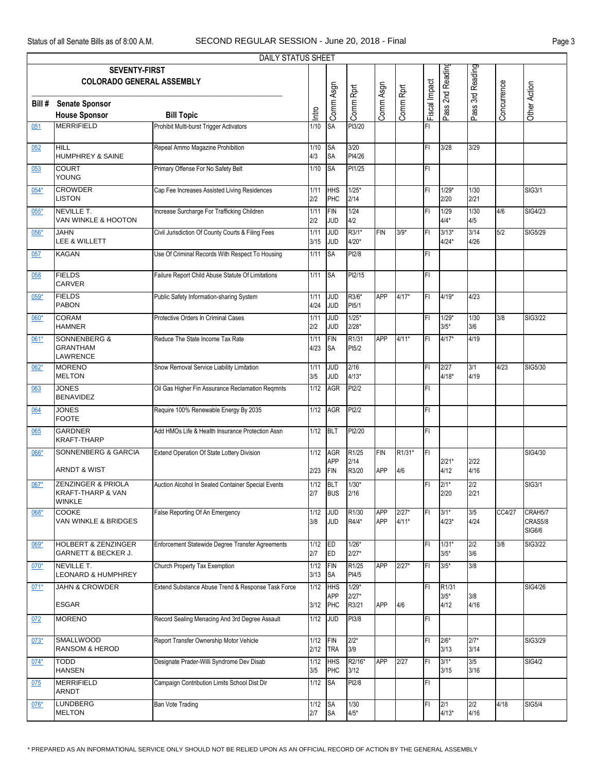DAILY STATUS SHEET

**SEVENTY-FIRST COLORADO GENERAL ASSEMBLY**

| Bill # | Senate Sponsor / House Sponsor | Bill Topic | Intro | Comm Asgn | Comm Rprt | Comm Asgn | Comm Rprt | Fiscal Impact | Pass 2nd Reading | Pass 3rd Reading | Concurrence | Other Action |
|---|---|---|---|---|---|---|---|---|---|---|---|---|
| 051 | MERRIFIELD | Prohibit Multi-burst Trigger Activators | 1/10 | SA | PI3/20 | | | FI | | | | |
| 052 | HILL / HUMPHREY & SAINE | Repeal Ammo Magazine Prohibition | 1/10 / 4/3 | SA / SA | 3/20 / PI4/26 | | | FI | 3/28 | 3/29 | | |
| 053 | COURT / YOUNG | Primary Offense For No Safety Belt | 1/10 | SA | PI1/25 | | | FI | | | | |
| 054* | CROWDER / LISTON | Cap Fee Increases Assisted Living Residences | 1/11 / 2/2 | HHS / PHC | 1/25* / 2/14 | | | FI | 1/29* / 2/20 | 1/30 / 2/21 | | SIG3/1 |
| 055* | NEVILLE T. / VAN WINKLE & HOOTON | Increase Surcharge For Trafficking Children | 1/11 / 2/2 | FIN / JUD | 1/24 / 4/2 | | | FI | 1/29 / 4/4* | 1/30 / 4/5 | 4/6 | SIG4/23 |
| 056* | JAHN / LEE & WILLETT | Civil Jurisdiction Of County Courts & Filing Fees | 1/11 / 3/15 | JUD / JUD | R3/1* / 4/20* | FIN | 3/9* | FI | 3/13* / 4/24* | 3/14 / 4/26 | 5/2 | SIG5/29 |
| 057 | KAGAN | Use Of Criminal Records With Respect To Housing | 1/11 | SA | PI2/8 | | | FI | | | | |
| 058 | FIELDS / CARVER | Failure Report Child Abuse Statute Of Limitations | 1/11 | SA | PI2/15 | | | FI | | | | |
| 059* | FIELDS / PABON | Public Safety Information-sharing System | 1/11 / 4/24 | JUD / JUD | R3/6* / PI5/1 | APP | 4/17* | FI | 4/19* | 4/23 | | |
| 060* | CORAM / HAMNER | Protective Orders In Criminal Cases | 1/11 / 2/2 | JUD / JUD | 1/25* / 2/28* | | | FI | 1/29* / 3/5* | 1/30 / 3/6 | 3/8 | SIG3/22 |
| 061* | SONNENBERG & GRANTHAM / LAWRENCE | Reduce The State Income Tax Rate | 1/11 / 4/23 | FIN / SA | R1/31 / PI5/2 | APP | 4/11* | FI | 4/17* | 4/19 | | |
| 062* | MORENO / MELTON | Snow Removal Service Liability Limitation | 1/11 / 3/5 | JUD / JUD | 2/16 / 4/13* | | | FI | 2/27 / 4/18* | 3/1 / 4/19 | 4/23 | SIG5/30 |
| 063 | JONES / BENAVIDEZ | Oil Gas Higher Fin Assurance Reclamation Reqmnts | 1/12 | AGR | PI2/2 | | | FI | | | | |
| 064 | JONES / FOOTE | Require 100% Renewable Energy By 2035 | 1/12 | AGR | PI2/2 | | | FI | | | | |
| 065 | GARDNER / KRAFT-THARP | Add HMOs Life & Health Insurance Protection Assn | 1/12 | BLT | PI2/20 | | | FI | | | | |
| 066* | SONNENBERG & GARCIA / ARNDT & WIST | Extend Operation Of State Lottery Division | 1/12 / 2/23 | AGR / APP / FIN | R1/25 / 2/14 / R3/20 | FIN / APP | R1/31* / 4/6 | FI | 2/21* / 4/12 | 2/22 / 4/16 | | SIG4/30 |
| 067* | ZENZINGER & PRIOLA / KRAFT-THARP & VAN WINKLE | Auction Alcohol In Sealed Container Special Events | 1/12 / 2/7 | BLT / BUS | 1/30* / 2/16 | | | FI | 2/1* / 2/20 | 2/2 / 2/21 | | SIG3/1 |
| 068* | COOKE / VAN WINKLE & BRIDGES | False Reporting Of An Emergency | 1/12 / 3/8 | JUD / JUD | R1/30 / R4/4* | APP / APP | 2/27* / 4/11* | FI | 3/1* / 4/23* | 3/5 / 4/24 | CC4/27 | CRAH5/7 CRAS5/8 SIG6/6 |
| 069* | HOLBERT & ZENZINGER / GARNETT & BECKER J. | Enforcement Statewide Degree Transfer Agreements | 1/12 / 2/7 | ED / ED | 1/26* / 2/27* | | | FI | 1/31* / 3/5* | 2/2 / 3/6 | 3/8 | SIG3/22 |
| 070* | NEVILLE T. / LEONARD & HUMPHREY | Church Property Tax Exemption | 1/12 / 3/13 | FIN / SA | R1/25 / PI4/5 | APP | 2/27* | FI | 3/5* | 3/8 | | |
| 071* | JAHN & CROWDER / ESGAR | Extend Substance Abuse Trend & Response Task Force | 1/12 / 3/12 | HHS / APP / PHC | 1/29* / 2/27* / R3/21 | APP | 4/6 | FI | R1/31 / 3/5* / 4/12 | 3/8 / 4/16 | | SIG4/26 |
| 072 | MORENO | Record Sealing Menacing And 3rd Degree Assault | 1/12 | JUD | PI3/8 | | | FI | | | | |
| 073* | SMALLWOOD / RANSOM & HEROD | Report Transfer Ownership Motor Vehicle | 1/12 / 2/12 | FIN / TRA | 2/2* / 3/9 | | | FI | 2/6* / 3/13 | 2/7* / 3/14 | | SIG3/29 |
| 074* | TODD / HANSEN | Designate Prader-Willi Syndrome Dev Disab | 1/12 / 3/5 | HHS / PHC | R2/16* / 3/12 | APP | 2/27 | FI | 3/1* / 3/15 | 3/5 / 3/16 | | SIG4/2 |
| 075 | MERRIFIELD / ARNDT | Campaign Contribution Limits School Dist Dir | 1/12 | SA | PI2/8 | | | FI | | | | |
| 076* | LUNDBERG / MELTON | Ban Vote Trading | 1/12 / 2/7 | SA / SA | 1/30 / 4/5* | | | FI | 2/1 / 4/13* | 2/2 / 4/16 | 4/18 | SIG5/4 |

* PREPARED AS AN INFORMATIONAL SERVICE ONLY SHOULD NOT BE RELIED UPON AS AN OFFICIAL RECORD OF ACTION BY THE GENERAL ASSEMBLY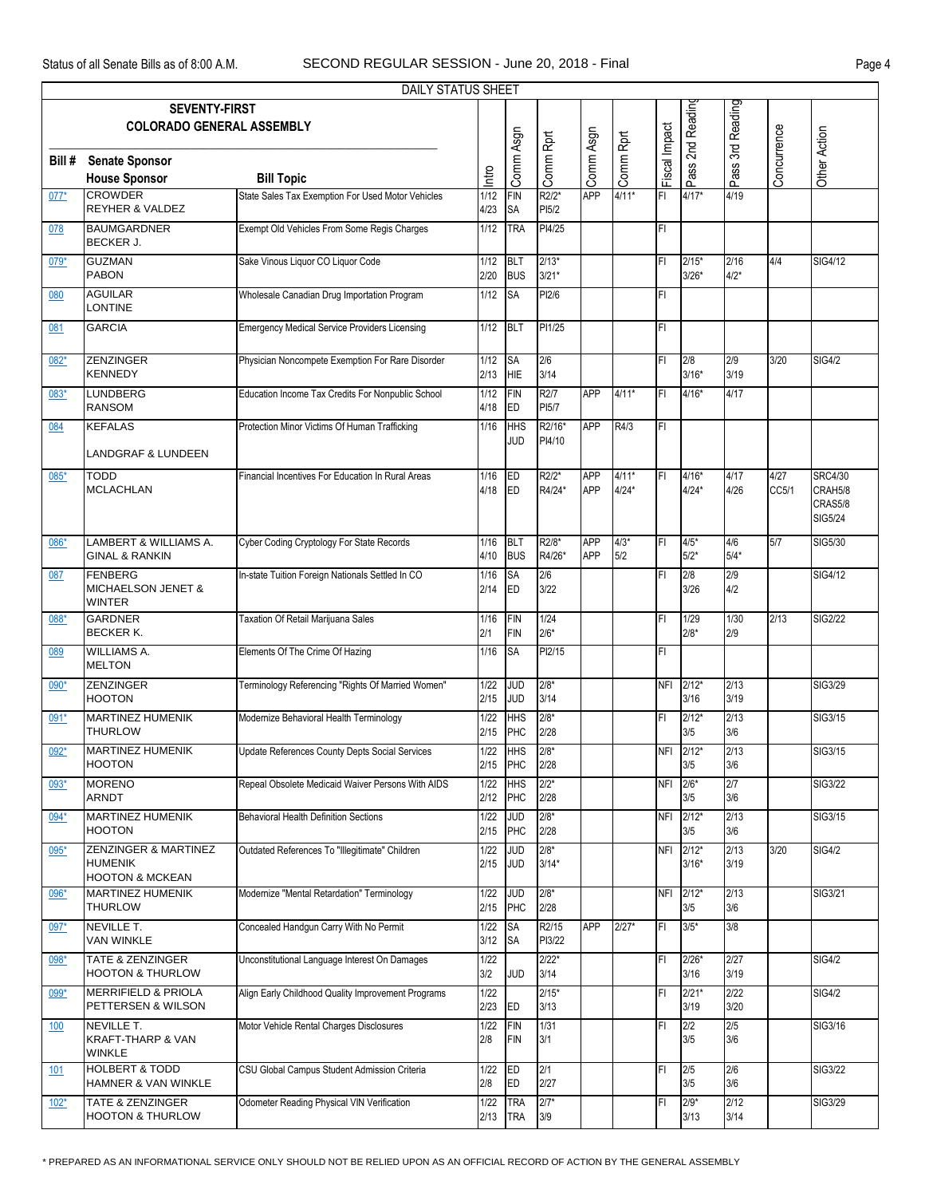DAILY STATUS SHEET

| Bill # | SEVENTY-FIRST COLORADO GENERAL ASSEMBLY<br>Senate Sponsor<br>House Sponsor | Bill Topic | Intro | Comm Asgn | Comm Rprt | Comm Asgn | Comm Rprt | Fiscal Impact | Pass 2nd Reading | Pass 3rd Reading | Concurrence | Other Action |
|---|---|---|---|---|---|---|---|---|---|---|---|---|
| 077* | CROWDER<br>REYHER & VALDEZ | State Sales Tax Exemption For Used Motor Vehicles | 1/12<br>4/23 | FIN<br>SA | R2/2*<br>PI5/2 | APP | 4/11* | FI | 4/17* | 4/19 | | |
| 078 | BAUMGARDNER<br>BECKER J. | Exempt Old Vehicles From Some Regis Charges | 1/12 | TRA | PI4/25 | | | FI | | | | |
| 079* | GUZMAN<br>PABON | Sake Vinous Liquor CO Liquor Code | 1/12<br>2/20 | BLT<br>BUS | 2/13*<br>3/21* | | | FI | 2/15*<br>3/26* | 2/16<br>4/2* | 4/4 | SIG4/12 |
| 080 | AGUILAR<br>LONTINE | Wholesale Canadian Drug Importation Program | 1/12 | SA | PI2/6 | | | FI | | | | |
| 081 | GARCIA | Emergency Medical Service Providers Licensing | 1/12 | BLT | PI1/25 | | | FI | | | | |
| 082* | ZENZINGER<br>KENNEDY | Physician Noncompete Exemption For Rare Disorder | 1/12<br>2/13 | SA<br>HIE | 2/6<br>3/14 | | | FI | 2/8<br>3/16* | 2/9<br>3/19 | 3/20 | SIG4/2 |
| 083* | LUNDBERG<br>RANSOM | Education Income Tax Credits For Nonpublic School | 1/12<br>4/18 | FIN<br>ED | R2/7<br>PI5/7 | APP | 4/11* | FI | 4/16* | 4/17 | | |
| 084 | KEFALAS<br>LANDGRAF & LUNDEEN | Protection Minor Victims Of Human Trafficking | 1/16 | HHS<br>JUD | R2/16*<br>PI4/10 | APP | R4/3 | FI | | | | |
| 085* | TODD<br>MCLACHLAN | Financial Incentives For Education In Rural Areas | 1/16<br>4/18 | ED<br>ED | R2/2*<br>R4/24* | APP<br>APP | 4/11*<br>4/24* | FI | 4/16*<br>4/24* | 4/17<br>4/26 | 4/27<br>CC5/1 | SRC4/30<br>CRAH5/8<br>CRAS5/8<br>SIG5/24 |
| 086* | LAMBERT & WILLIAMS A.<br>GINAL & RANKIN | Cyber Coding Cryptology For State Records | 1/16<br>4/10 | BLT<br>BUS | R2/8*<br>R4/26* | APP<br>APP | 4/3*<br>5/2 | FI | 4/5*<br>5/2* | 4/6<br>5/4* | 5/7 | SIG5/30 |
| 087 | FENBERG<br>MICHAELSON JENET & WINTER | In-state Tuition Foreign Nationals Settled In CO | 1/16<br>2/14 | SA<br>ED | 2/6<br>3/22 | | | FI | 2/8<br>3/26 | 2/9<br>4/2 | | SIG4/12 |
| 088* | GARDNER<br>BECKER K. | Taxation Of Retail Marijuana Sales | 1/16<br>2/1 | FIN<br>FIN | 1/24<br>2/6* | | | FI | 1/29<br>2/8* | 1/30<br>2/9 | 2/13 | SIG2/22 |
| 089 | WILLIAMS A.<br>MELTON | Elements Of The Crime Of Hazing | 1/16 | SA | PI2/15 | | | FI | | | | |
| 090* | ZENZINGER<br>HOOTON | Terminology Referencing "Rights Of Married Women" | 1/22<br>2/15 | JUD<br>JUD | 2/8*<br>3/14 | | | NFI | 2/12*<br>3/16 | 2/13<br>3/19 | | SIG3/29 |
| 091* | MARTINEZ HUMENIK<br>THURLOW | Modernize Behavioral Health Terminology | 1/22<br>2/15 | HHS<br>PHC | 2/8*<br>2/28 | | | FI | 2/12*<br>3/5 | 2/13<br>3/6 | | SIG3/15 |
| 092* | MARTINEZ HUMENIK<br>HOOTON | Update References County Depts Social Services | 1/22<br>2/15 | HHS<br>PHC | 2/8*<br>2/28 | | | NFI | 2/12*<br>3/5 | 2/13<br>3/6 | | SIG3/15 |
| 093* | MORENO<br>ARNDT | Repeal Obsolete Medicaid Waiver Persons With AIDS | 1/22<br>2/12 | HHS<br>PHC | 2/2*<br>2/28 | | | NFI | 2/6*<br>3/5 | 2/7<br>3/6 | | SIG3/22 |
| 094* | MARTINEZ HUMENIK<br>HOOTON | Behavioral Health Definition Sections | 1/22<br>2/15 | JUD<br>PHC | 2/8*<br>2/28 | | | NFI | 2/12*<br>3/5 | 2/13<br>3/6 | | SIG3/15 |
| 095* | ZENZINGER & MARTINEZ HUMENIK<br>HOOTON & MCKEAN | Outdated References To "Illegitimate" Children | 1/22<br>2/15 | JUD<br>JUD | 2/8*<br>3/14* | | | NFI | 2/12*<br>3/16* | 2/13<br>3/19 | 3/20 | SIG4/2 |
| 096* | MARTINEZ HUMENIK<br>THURLOW | Modernize "Mental Retardation" Terminology | 1/22<br>2/15 | JUD<br>PHC | 2/8*<br>2/28 | | | NFI | 2/12*<br>3/5 | 2/13<br>3/6 | | SIG3/21 |
| 097* | NEVILLE T.<br>VAN WINKLE | Concealed Handgun Carry With No Permit | 1/22<br>3/12 | SA<br>SA | R2/15<br>PI3/22 | APP | 2/27* | FI | 3/5* | 3/8 | | |
| 098* | TATE & ZENZINGER<br>HOOTON & THURLOW | Unconstitutional Language Interest On Damages | 1/22<br>3/2 | <br>JUD | 2/22*<br>3/14 | | | FI | 2/26*<br>3/16 | 2/27<br>3/19 | | SIG4/2 |
| 099* | MERRIFIELD & PRIOLA<br>PETTERSEN & WILSON | Align Early Childhood Quality Improvement Programs | 1/22<br>2/23 | <br>ED | 2/15*<br>3/13 | | | FI | 2/21*<br>3/19 | 2/22<br>3/20 | | SIG4/2 |
| 100 | NEVILLE T.<br>KRAFT-THARP & VAN WINKLE | Motor Vehicle Rental Charges Disclosures | 1/22<br>2/8 | FIN<br>FIN | 1/31<br>3/1 | | | FI | 2/2<br>3/5 | 2/5<br>3/6 | | SIG3/16 |
| 101 | HOLBERT & TODD<br>HAMNER & VAN WINKLE | CSU Global Campus Student Admission Criteria | 1/22<br>2/8 | ED<br>ED | 2/1<br>2/27 | | | FI | 2/5<br>3/5 | 2/6<br>3/6 | | SIG3/22 |
| 102* | TATE & ZENZINGER<br>HOOTON & THURLOW | Odometer Reading Physical VIN Verification | 1/22<br>2/13 | TRA<br>TRA | 2/7*<br>3/9 | | | FI | 2/9*<br>3/13 | 2/12<br>3/14 | | SIG3/29 |

\* PREPARED AS AN INFORMATIONAL SERVICE ONLY SHOULD NOT BE RELIED UPON AS AN OFFICIAL RECORD OF ACTION BY THE GENERAL ASSEMBLY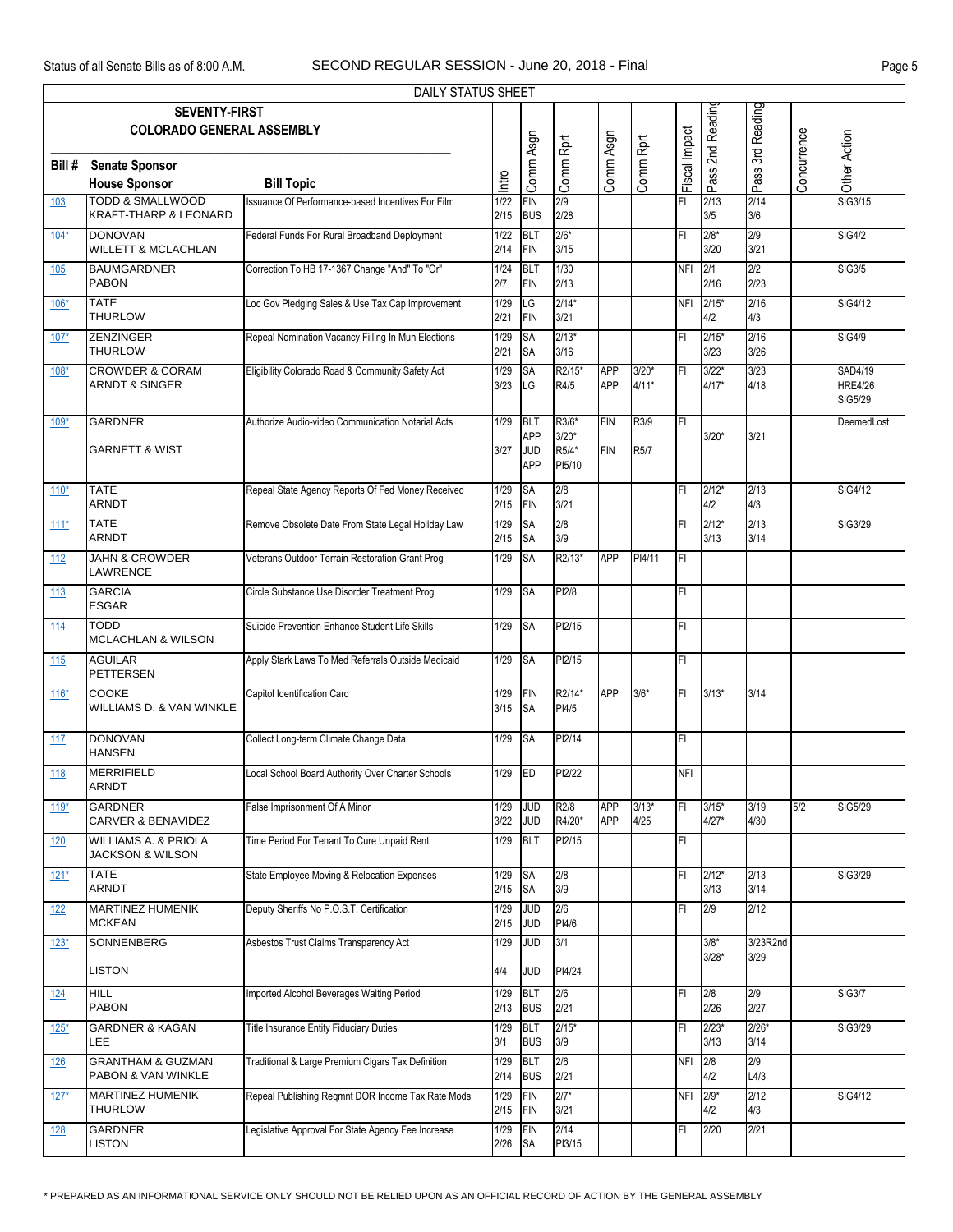Status of all Senate Bills as of 8:00 A.M.

SECOND REGULAR SESSION - June 20, 2018 - Final

DAILY STATUS SHEET

SEVENTY-FIRST COLORADO GENERAL ASSEMBLY

| Bill # | Senate Sponsor / House Sponsor | Bill Topic | Intro | Comm Asgn | Comm Rprt | Comm Asgn | Comm Rprt | Fiscal Impact | Pass 2nd Reading | Pass 3rd Reading | Concurrence | Other Action |
|---|---|---|---|---|---|---|---|---|---|---|---|---|
| 103 | TODD & SMALLWOOD<br>KRAFT-THARP & LEONARD | Issuance Of Performance-based Incentives For Film | 1/22<br>2/15 | FIN<br>BUS | 2/9<br>2/28 | | | FI | 2/13<br>3/5 | 2/14<br>3/6 | | SIG3/15 |
| 104* | DONOVAN<br>WILLETT & MCLACHLAN | Federal Funds For Rural Broadband Deployment | 1/22<br>2/14 | BLT<br>FIN | 2/6*<br>3/15 | | | FI | 2/8*<br>3/20 | 2/9<br>3/21 | | SIG4/2 |
| 105 | BAUMGARDNER<br>PABON | Correction To HB 17-1367 Change "And" To "Or" | 1/24<br>2/7 | BLT<br>FIN | 1/30<br>2/13 | | | NFI | 2/1<br>2/16 | 2/2<br>2/23 | | SIG3/5 |
| 106* | TATE<br>THURLOW | Loc Gov Pledging Sales & Use Tax Cap Improvement | 1/29<br>2/21 | LG<br>FIN | 2/14*<br>3/21 | | | NFI | 2/15*<br>4/2 | 2/16<br>4/3 | | SIG4/12 |
| 107* | ZENZINGER<br>THURLOW | Repeal Nomination Vacancy Filling In Mun Elections | 1/29<br>2/21 | SA<br>SA | 2/13*<br>3/16 | | | FI | 2/15*<br>3/23 | 2/16<br>3/26 | | SIG4/9 |
| 108* | CROWDER & CORAM<br>ARNDT & SINGER | Eligibility Colorado Road & Community Safety Act | 1/29<br>3/23 | SA<br>LG | R2/15*<br>R4/5 | APP<br>APP | 3/20*<br>4/11* | FI | 3/22*<br>4/17* | 3/23<br>4/18 | | SAD4/19<br>HRE4/26<br>SIG5/29 |
| 109* | GARDNER<br>GARNETT & WIST | Authorize Audio-video Communication Notarial Acts | 1/29<br><br>3/27 | BLT<br>APP<br>JUD<br>APP | R3/6*<br>3/20*<br>R5/4*<br>PI5/10 | FIN<br><br>FIN | R3/9<br><br>R5/7 | FI | 3/20* | 3/21 | | DeemedLost |
| 110* | TATE<br>ARNDT | Repeal State Agency Reports Of Fed Money Received | 1/29<br>2/15 | SA<br>FIN | 2/8<br>3/21 | | | FI | 2/12*<br>4/2 | 2/13<br>4/3 | | SIG4/12 |
| 111* | TATE<br>ARNDT | Remove Obsolete Date From State Legal Holiday Law | 1/29<br>2/15 | SA<br>SA | 2/8<br>3/9 | | | FI | 2/12*<br>3/13 | 2/13<br>3/14 | | SIG3/29 |
| 112 | JAHN & CROWDER<br>LAWRENCE | Veterans Outdoor Terrain Restoration Grant Prog | 1/29 | SA | R2/13* | APP | PI4/11 | FI | | | | |
| 113 | GARCIA<br>ESGAR | Circle Substance Use Disorder Treatment Prog | 1/29 | SA | PI2/8 | | | FI | | | | |
| 114 | TODD<br>MCLACHLAN & WILSON | Suicide Prevention Enhance Student Life Skills | 1/29 | SA | PI2/15 | | | FI | | | | |
| 115 | AGUILAR<br>PETTERSEN | Apply Stark Laws To Med Referrals Outside Medicaid | 1/29 | SA | PI2/15 | | | FI | | | | |
| 116* | COOKE<br>WILLIAMS D. & VAN WINKLE | Capitol Identification Card | 1/29<br>3/15 | FIN<br>SA | R2/14*<br>PI4/5 | APP | 3/6* | FI | 3/13* | 3/14 | | |
| 117 | DONOVAN<br>HANSEN | Collect Long-term Climate Change Data | 1/29 | SA | PI2/14 | | | FI | | | | |
| 118 | MERRIFIELD<br>ARNDT | Local School Board Authority Over Charter Schools | 1/29 | ED | PI2/22 | | | NFI | | | | |
| 119* | GARDNER<br>CARVER & BENAVIDEZ | False Imprisonment Of A Minor | 1/29<br>3/22 | JUD<br>JUD | R2/8<br>R4/20* | APP<br>APP | 3/13*<br>4/25 | FI | 3/15*<br>4/27* | 3/19<br>4/30 | 5/2 | SIG5/29 |
| 120 | WILLIAMS A. & PRIOLA<br>JACKSON & WILSON | Time Period For Tenant To Cure Unpaid Rent | 1/29 | BLT | PI2/15 | | | FI | | | | |
| 121* | TATE<br>ARNDT | State Employee Moving & Relocation Expenses | 1/29<br>2/15 | SA<br>SA | 2/8<br>3/9 | | | FI | 2/12*<br>3/13 | 2/13<br>3/14 | | SIG3/29 |
| 122 | MARTINEZ HUMENIK<br>MCKEAN | Deputy Sheriffs No P.O.S.T. Certification | 1/29<br>2/15 | JUD<br>JUD | 2/6<br>PI4/6 | | | FI | 2/9 | 2/12 | | |
| 123* | SONNENBERG<br>LISTON | Asbestos Trust Claims Transparency Act | 1/29<br>4/4 | JUD<br>JUD | 3/1<br>PI4/24 | | | | 3/8*<br>3/28* | 3/23R2nd<br>3/29 | | |
| 124 | HILL<br>PABON | Imported Alcohol Beverages Waiting Period | 1/29<br>2/13 | BLT<br>BUS | 2/6<br>2/21 | | | FI | 2/8<br>2/26 | 2/9<br>2/27 | | SIG3/7 |
| 125* | GARDNER & KAGAN<br>LEE | Title Insurance Entity Fiduciary Duties | 1/29<br>3/1 | BLT<br>BUS | 2/15*<br>3/9 | | | FI | 2/23*<br>3/13 | 2/26*<br>3/14 | | SIG3/29 |
| 126 | GRANTHAM & GUZMAN<br>PABON & VAN WINKLE | Traditional & Large Premium Cigars Tax Definition | 1/29<br>2/14 | BLT<br>BUS | 2/6<br>2/21 | | | NFI | 2/8<br>4/2 | 2/9<br>L4/3 | | |
| 127* | MARTINEZ HUMENIK<br>THURLOW | Repeal Publishing Reqmnt DOR Income Tax Rate Mods | 1/29<br>2/15 | FIN<br>FIN | 2/7*<br>3/21 | | | NFI | 2/9*<br>4/2 | 2/12<br>4/3 | | SIG4/12 |
| 128 | GARDNER<br>LISTON | Legislative Approval For State Agency Fee Increase | 1/29<br>2/26 | FIN<br>SA | 2/14<br>PI3/15 | | | FI | 2/20 | 2/21 | | |

* PREPARED AS AN INFORMATIONAL SERVICE ONLY SHOULD NOT BE RELIED UPON AS AN OFFICIAL RECORD OF ACTION BY THE GENERAL ASSEMBLY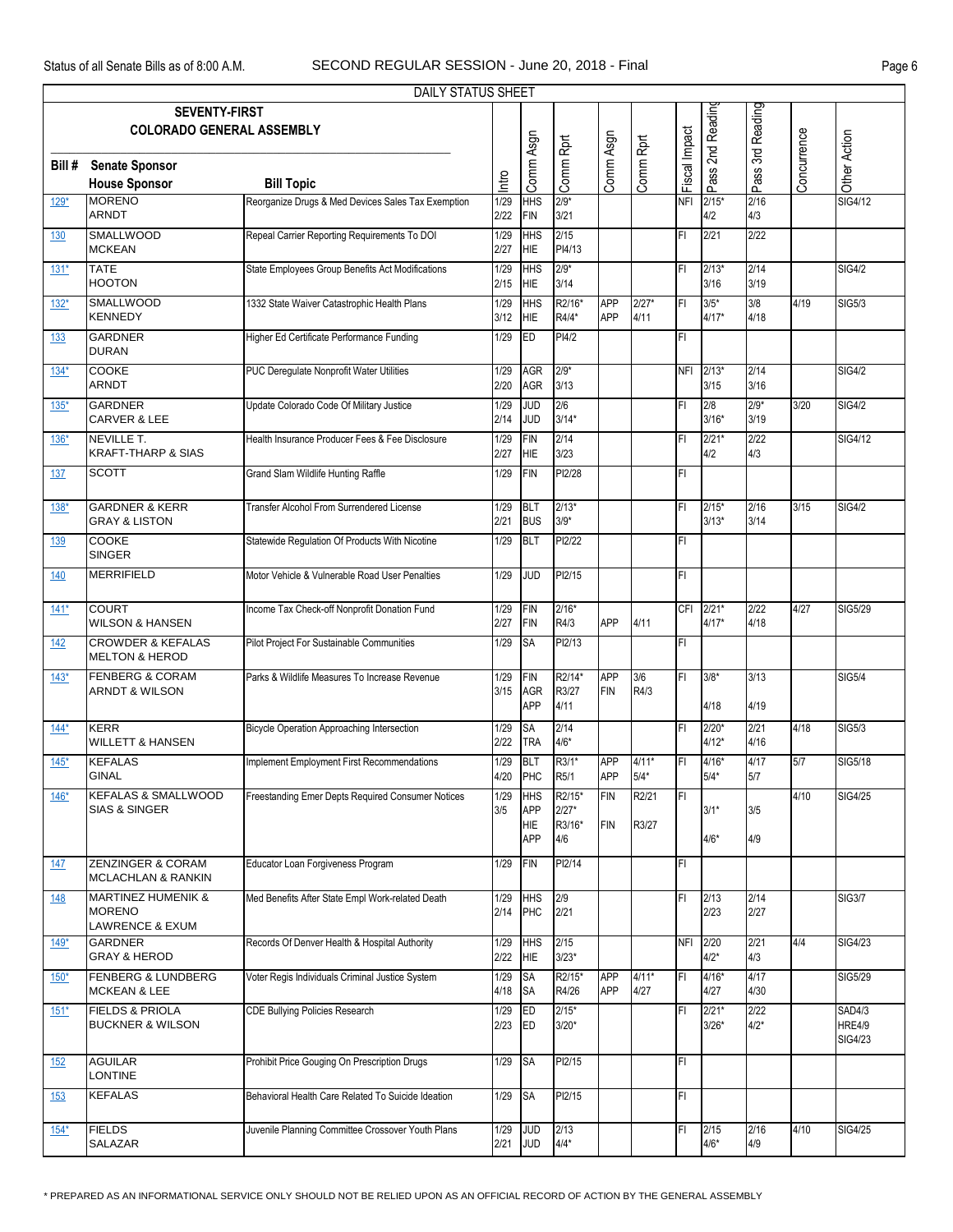DAILY STATUS SHEET

**SEVENTY-FIRST COLORADO GENERAL ASSEMBLY**

| Bill # | Senate Sponsor / House Sponsor | Bill Topic | Intro | Comm Asgn | Comm Rprt | Comm Asgn | Comm Rprt | Fiscal Impact | Pass 2nd Reading | Pass 3rd Reading | Concurrence | Other Action |
|---|---|---|---|---|---|---|---|---|---|---|---|---|
| 129* | MORENO<br>ARNDT | Reorganize Drugs & Med Devices Sales Tax Exemption | 1/29<br>2/22 | HHS<br>FIN | 2/9*<br>3/21 | | | NFI | 2/15*<br>4/2 | 2/16<br>4/3 | | SIG4/12 |
| 130 | SMALLWOOD<br>MCKEAN | Repeal Carrier Reporting Requirements To DOI | 1/29<br>2/27 | HHS<br>HIE | 2/15<br>PI4/13 | | | FI | 2/21 | 2/22 | | |
| 131* | TATE<br>HOOTON | State Employees Group Benefits Act Modifications | 1/29<br>2/15 | HHS<br>HIE | 2/9*<br>3/14 | | | FI | 2/13*<br>3/16 | 2/14<br>3/19 | | SIG4/2 |
| 132* | SMALLWOOD<br>KENNEDY | 1332 State Waiver Catastrophic Health Plans | 1/29<br>3/12 | HHS<br>HIE | R2/16*<br>R4/4* | APP<br>APP | 2/27*<br>4/11 | FI | 3/5*<br>4/17* | 3/8<br>4/18 | 4/19 | SIG5/3 |
| 133 | GARDNER<br>DURAN | Higher Ed Certificate Performance Funding | 1/29 | ED | PI4/2 | | | FI | | | | |
| 134* | COOKE<br>ARNDT | PUC Deregulate Nonprofit Water Utilities | 1/29<br>2/20 | AGR<br>AGR | 2/9*<br>3/13 | | | NFI | 2/13*<br>3/15 | 2/14<br>3/16 | | SIG4/2 |
| 135* | GARDNER<br>CARVER & LEE | Update Colorado Code Of Military Justice | 1/29<br>2/14 | JUD<br>JUD | 2/6<br>3/14* | | | FI | 2/8<br>3/16* | 2/9*<br>3/19 | 3/20 | SIG4/2 |
| 136* | NEVILLE T.<br>KRAFT-THARP & SIAS | Health Insurance Producer Fees & Fee Disclosure | 1/29<br>2/27 | FIN<br>HIE | 2/14<br>3/23 | | | FI | 2/21*<br>4/2 | 2/22<br>4/3 | | SIG4/12 |
| 137 | SCOTT | Grand Slam Wildlife Hunting Raffle | 1/29 | FIN | PI2/28 | | | FI | | | | |
| 138* | GARDNER & KERR<br>GRAY & LISTON | Transfer Alcohol From Surrendered License | 1/29<br>2/21 | BLT<br>BUS | 2/13*<br>3/9* | | | FI | 2/15*<br>3/13* | 2/16<br>3/14 | 3/15 | SIG4/2 |
| 139 | COOKE<br>SINGER | Statewide Regulation Of Products With Nicotine | 1/29 | BLT | PI2/22 | | | FI | | | | |
| 140 | MERRIFIELD | Motor Vehicle & Vulnerable Road User Penalties | 1/29 | JUD | PI2/15 | | | FI | | | | |
| 141* | COURT<br>WILSON & HANSEN | Income Tax Check-off Nonprofit Donation Fund | 1/29<br>2/27 | FIN<br>FIN | 2/16*<br>R4/3 | APP | 4/11 | CFI | 2/21*<br>4/17* | 2/22<br>4/18 | 4/27 | SIG5/29 |
| 142 | CROWDER & KEFALAS<br>MELTON & HEROD | Pilot Project For Sustainable Communities | 1/29 | SA | PI2/13 | | | FI | | | | |
| 143* | FENBERG & CORAM<br>ARNDT & WILSON | Parks & Wildlife Measures To Increase Revenue | 1/29<br>3/15 | FIN<br>AGR<br>APP | R2/14*<br>R3/27<br>4/11 | APP<br>FIN | 3/6<br>R4/3 | FI | 3/8*<br>4/18 | 3/13<br>4/19 | | SIG5/4 |
| 144* | KERR<br>WILLETT & HANSEN | Bicycle Operation Approaching Intersection | 1/29<br>2/22 | SA<br>TRA | 2/14<br>4/6* | | | FI | 2/20*<br>4/12* | 2/21<br>4/16 | 4/18 | SIG5/3 |
| 145* | KEFALAS<br>GINAL | Implement Employment First Recommendations | 1/29<br>4/20 | BLT<br>PHC | R3/1*<br>R5/1 | APP<br>APP | 4/11*<br>5/4* | FI | 4/16*<br>5/4* | 4/17<br>5/7 | 5/7 | SIG5/18 |
| 146* | KEFALAS & SMALLWOOD<br>SIAS & SINGER | Freestanding Emer Depts Required Consumer Notices | 1/29<br>3/5 | HHS<br>APP<br>HIE<br>APP | R2/15*<br>2/27*<br>R3/16*<br>4/6 | FIN<br>FIN | R2/21<br>R3/27 | FI | 3/1*<br>4/6* | 3/5<br>4/9 | 4/10 | SIG4/25 |
| 147 | ZENZINGER & CORAM<br>MCLACHLAN & RANKIN | Educator Loan Forgiveness Program | 1/29 | FIN | PI2/14 | | | FI | | | | |
| 148 | MARTINEZ HUMENIK & MORENO<br>LAWRENCE & EXUM | Med Benefits After State Empl Work-related Death | 1/29<br>2/14 | HHS<br>PHC | 2/9<br>2/21 | | | FI | 2/13<br>2/23 | 2/14<br>2/27 | | SIG3/7 |
| 149* | GARDNER<br>GRAY & HEROD | Records Of Denver Health & Hospital Authority | 1/29<br>2/22 | HHS<br>HIE | 2/15<br>3/23* | | | NFI | 2/20<br>4/2* | 2/21<br>4/3 | 4/4 | SIG4/23 |
| 150* | FENBERG & LUNDBERG<br>MCKEAN & LEE | Voter Regis Individuals Criminal Justice System | 1/29<br>4/18 | SA<br>SA | R2/15*<br>R4/26 | APP<br>APP | 4/11*<br>4/27 | FI | 4/16*<br>4/27 | 4/17<br>4/30 | | SIG5/29 |
| 151* | FIELDS & PRIOLA<br>BUCKNER & WILSON | CDE Bullying Policies Research | 1/29<br>2/23 | ED<br>ED | 2/15*<br>3/20* | | | FI | 2/21*<br>3/26* | 2/22<br>4/2* | | SAD4/3<br>HRE4/9<br>SIG4/23 |
| 152 | AGUILAR<br>LONTINE | Prohibit Price Gouging On Prescription Drugs | 1/29 | SA | PI2/15 | | | FI | | | | |
| 153 | KEFALAS | Behavioral Health Care Related To Suicide Ideation | 1/29 | SA | PI2/15 | | | FI | | | | |
| 154* | FIELDS<br>SALAZAR | Juvenile Planning Committee Crossover Youth Plans | 1/29<br>2/21 | JUD<br>JUD | 2/13<br>4/4* | | | FI | 2/15<br>4/6* | 2/16<br>4/9 | 4/10 | SIG4/25 |

* PREPARED AS AN INFORMATIONAL SERVICE ONLY SHOULD NOT BE RELIED UPON AS AN OFFICIAL RECORD OF ACTION BY THE GENERAL ASSEMBLY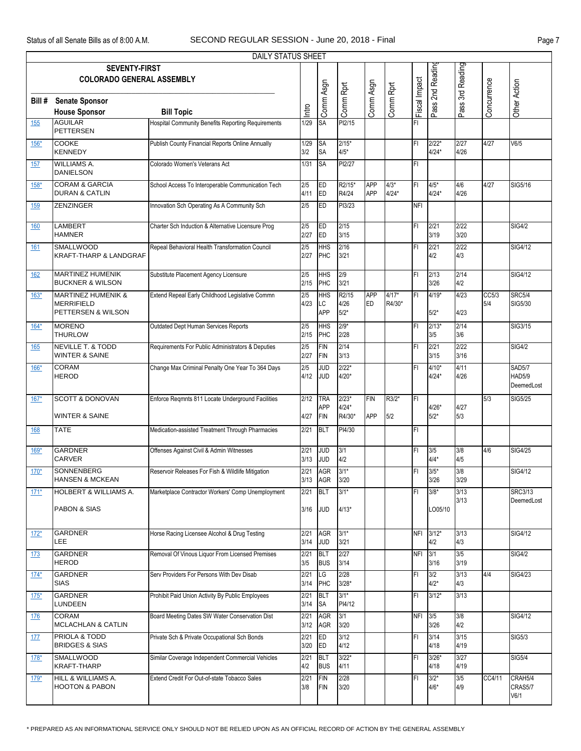DAILY STATUS SHEET

SEVENTY-FIRST COLORADO GENERAL ASSEMBLY

| Bill # | Senate Sponsor / House Sponsor | Bill Topic | Intro | Comm Asgn | Comm Rprt | Comm Asgn | Comm Rprt | Fiscal Impact | Pass 2nd Reading | Pass 3rd Reading | Concurrence | Other Action |
|---|---|---|---|---|---|---|---|---|---|---|---|---|
| 155 | AGUILAR<br>PETTERSEN | Hospital Community Benefits Reporting Requirements | 1/29 | SA | PI2/15 | | | FI | | | | |
| 156* | COOKE<br>KENNEDY | Publish County Financial Reports Online Annually | 1/29<br>3/2 | SA<br>SA | 2/15*<br>4/5* | | | FI | 2/22*<br>4/24* | 2/27<br>4/26 | 4/27 | V6/5 |
| 157 | WILLIAMS A.<br>DANIELSON | Colorado Women's Veterans Act | 1/31 | SA | PI2/27 | | | FI | | | | |
| 158* | CORAM & GARCIA<br>DURAN & CATLIN | School Access To Interoperable Communication Tech | 2/5<br>4/11 | ED<br>ED | R2/15*<br>R4/24 | APP<br>APP | 4/3*<br>4/24* | FI | 4/5*<br>4/24* | 4/6<br>4/26 | 4/27 | SIG5/16 |
| 159 | ZENZINGER | Innovation Sch Operating As A Community Sch | 2/5 | ED | PI3/23 | | | NFI | | | | |
| 160 | LAMBERT<br>HAMNER | Charter Sch Induction & Alternative Licensure Prog | 2/5<br>2/27 | ED<br>ED | 2/15<br>3/15 | | | FI | 2/21<br>3/19 | 2/22<br>3/20 | | SIG4/2 |
| 161 | SMALLWOOD<br>KRAFT-THARP & LANDGRAF | Repeal Behavioral Health Transformation Council | 2/5<br>2/27 | HHS<br>PHC | 2/16<br>3/21 | | | FI | 2/21<br>4/2 | 2/22<br>4/3 | | SIG4/12 |
| 162 | MARTINEZ HUMENIK<br>BUCKNER & WILSON | Substitute Placement Agency Licensure | 2/5<br>2/15 | HHS<br>PHC | 2/9<br>3/21 | | | FI | 2/13<br>3/26 | 2/14<br>4/2 | | SIG4/12 |
| 163* | MARTINEZ HUMENIK & MERRIFIELD<br>PETTERSEN & WILSON | Extend Repeal Early Childhood Legislative Commn | 2/5<br>4/23 | HHS<br>LC<br>APP | R2/15<br>4/26<br>5/2* | APP<br>ED | 4/17*<br>R4/30* | FI | 4/19*<br>5/2* | 4/23<br>4/23 | CC5/3<br>5/4 | SRC5/4<br>SIG5/30 |
| 164* | MORENO<br>THURLOW | Outdated Dept Human Services Reports | 2/5<br>2/15 | HHS<br>PHC | 2/9*<br>2/28 | | | FI | 2/13*<br>3/5 | 2/14<br>3/6 | | SIG3/15 |
| 165 | NEVILLE T. & TODD<br>WINTER & SAINE | Requirements For Public Administrators & Deputies | 2/5<br>2/27 | FIN<br>FIN | 2/14<br>3/13 | | | FI | 2/21<br>3/15 | 2/22<br>3/16 | | SIG4/2 |
| 166* | CORAM<br>HEROD | Change Max Criminal Penalty One Year To 364 Days | 2/5<br>4/12 | JUD<br>JUD | 2/22*<br>4/20* | | | FI | 4/10*<br>4/24* | 4/11<br>4/26 | | SAD5/7<br>HAD5/9<br>DeemedLost |
| 167* | SCOTT & DONOVAN<br>WINTER & SAINE | Enforce Reqmnts 811 Locate Underground Facilities | 2/12<br>4/27 | TRA<br>APP<br>FIN | 2/23*<br>4/24*<br>R4/30* | FIN<br>APP | R3/2*<br>5/2 | FI | 4/26*<br>5/2* | 4/27<br>5/3 | 5/3 | SIG5/25 |
| 168 | TATE | Medication-assisted Treatment Through Pharmacies | 2/21 | BLT | PI4/30 | | | FI | | | | |
| 169* | GARDNER<br>CARVER | Offenses Against Civil & Admin Witnesses | 2/21<br>3/13 | JUD<br>JUD | 3/1<br>4/2 | | | FI | 3/5<br>4/4* | 3/8<br>4/5 | 4/6 | SIG4/25 |
| 170* | SONNENBERG<br>HANSEN & MCKEAN | Reservoir Releases For Fish & Wildlife Mitigation | 2/21<br>3/13 | AGR<br>AGR | 3/1*<br>3/20 | | | FI | 3/5*<br>3/26 | 3/8<br>3/29 | | SIG4/12 |
| 171* | HOLBERT & WILLIAMS A.<br>PABON & SIAS | Marketplace Contractor Workers' Comp Unemployment | 2/21<br>3/16 | BLT<br>JUD | 3/1*<br>4/13* | | | FI | 3/8*<br>LO05/10 | 3/13<br>3/13 | | SRC3/13<br>DeemedLost |
| 172* | GARDNER<br>LEE | Horse Racing Licensee Alcohol & Drug Testing | 2/21<br>3/14 | AGR<br>JUD | 3/1*<br>3/21 | | | NFI | 3/12*<br>4/2 | 3/13<br>4/3 | | SIG4/12 |
| 173 | GARDNER<br>HEROD | Removal Of Vinous Liquor From Licensed Premises | 2/21<br>3/5 | BLT<br>BUS | 2/27<br>3/14 | | | NFI | 3/1<br>3/16 | 3/5<br>3/19 | | SIG4/2 |
| 174* | GARDNER<br>SIAS | Serv Providers For Persons With Dev Disab | 2/21<br>3/14 | LG<br>PHC | 2/28<br>3/28* | | | FI | 3/2<br>4/2* | 3/13<br>4/3 | 4/4 | SIG4/23 |
| 175* | GARDNER<br>LUNDEEN | Prohibit Paid Union Activity By Public Employees | 2/21<br>3/14 | BLT<br>SA | 3/1*<br>PI4/12 | | | FI | 3/12* | 3/13 | | |
| 176 | CORAM<br>MCLACHLAN & CATLIN | Board Meeting Dates SW Water Conservation Dist | 2/21<br>3/12 | AGR<br>AGR | 3/1<br>3/20 | | | NFI | 3/5<br>3/26 | 3/8<br>4/2 | | SIG4/12 |
| 177 | PRIOLA & TODD<br>BRIDGES & SIAS | Private Sch & Private Occupational Sch Bonds | 2/21<br>3/20 | ED<br>ED | 3/12<br>4/12 | | | FI | 3/14<br>4/18 | 3/15<br>4/19 | | SIG5/3 |
| 178* | SMALLWOOD<br>KRAFT-THARP | Similar Coverage Independent Commercial Vehicles | 2/21<br>4/2 | BLT<br>BUS | 3/22*<br>4/11 | | | FI | 3/26*<br>4/18 | 3/27<br>4/19 | | SIG5/4 |
| 179* | HILL & WILLIAMS A.<br>HOOTON & PABON | Extend Credit For Out-of-state Tobacco Sales | 2/21<br>3/8 | FIN<br>FIN | 2/28<br>3/20 | | | FI | 3/2*<br>4/6* | 3/5<br>4/9 | CC4/11 | CRAH5/4<br>CRAS5/7<br>V6/1 |

* PREPARED AS AN INFORMATIONAL SERVICE ONLY SHOULD NOT BE RELIED UPON AS AN OFFICIAL RECORD OF ACTION BY THE GENERAL ASSEMBLY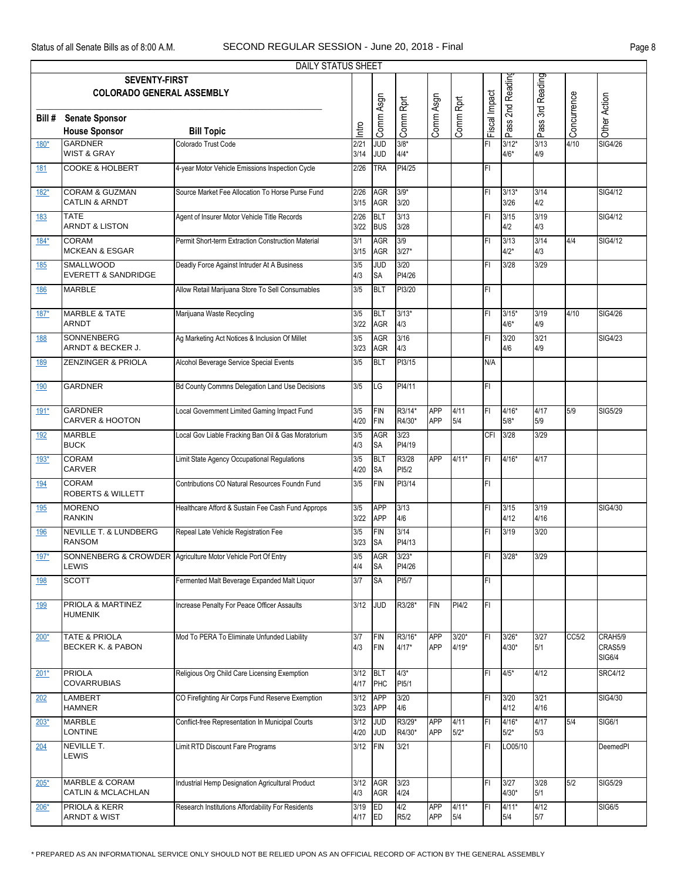DAILY STATUS SHEET

| Bill # | Senate Sponsor / House Sponsor | Bill Topic | Intro | Comm Asgn | Comm Rprt | Comm Asgn | Comm Rprt | Fiscal Impact | Pass 2nd Reading | Pass 3rd Reading | Concurrence | Other Action |
|---|---|---|---|---|---|---|---|---|---|---|---|---|
| SEVENTY-FIRST COLORADO GENERAL ASSEMBLY | | | | | | | | | | | | |
| 180* | GARDNER<br>WIST & GRAY | Colorado Trust Code | 2/21<br>3/14 | JUD<br>JUD | 3/8*<br>4/4* | | | FI | 3/12*<br>4/6* | 3/13<br>4/9 | 4/10 | SIG4/26 |
| 181 | COOKE & HOLBERT | 4-year Motor Vehicle Emissions Inspection Cycle | 2/26 | TRA | PI4/25 | | | FI | | | | |
| 182* | CORAM & GUZMAN<br>CATLIN & ARNDT | Source Market Fee Allocation To Horse Purse Fund | 2/26<br>3/15 | AGR<br>AGR | 3/9*<br>3/20 | | | FI | 3/13*<br>3/26 | 3/14<br>4/2 | | SIG4/12 |
| 183 | TATE<br>ARNDT & LISTON | Agent of Insurer Motor Vehicle Title Records | 2/26<br>3/22 | BLT<br>BUS | 3/13<br>3/28 | | | FI | 3/15<br>4/2 | 3/19<br>4/3 | | SIG4/12 |
| 184* | CORAM<br>MCKEAN & ESGAR | Permit Short-term Extraction Construction Material | 3/1<br>3/15 | AGR<br>AGR | 3/9<br>3/27* | | | FI | 3/13<br>4/2* | 3/14<br>4/3 | 4/4 | SIG4/12 |
| 185 | SMALLWOOD<br>EVERETT & SANDRIDGE | Deadly Force Against Intruder At A Business | 3/5<br>4/3 | JUD<br>SA | 3/20<br>PI4/26 | | | FI | 3/28 | 3/29 | | |
| 186 | MARBLE | Allow Retail Marijuana Store To Sell Consumables | 3/5 | BLT | PI3/20 | | | FI | | | | |
| 187* | MARBLE & TATE<br>ARNDT | Marijuana Waste Recycling | 3/5<br>3/22 | BLT<br>AGR | 3/13*<br>4/3 | | | FI | 3/15*<br>4/6* | 3/19<br>4/9 | 4/10 | SIG4/26 |
| 188 | SONNENBERG<br>ARNDT & BECKER J. | Ag Marketing Act Notices & Inclusion Of Millet | 3/5<br>3/23 | AGR<br>AGR | 3/16<br>4/3 | | | FI | 3/20<br>4/6 | 3/21<br>4/9 | | SIG4/23 |
| 189 | ZENZINGER & PRIOLA | Alcohol Beverage Service Special Events | 3/5 | BLT | PI3/15 | | | N/A | | | | |
| 190 | GARDNER | Bd County Commns Delegation Land Use Decisions | 3/5 | LG | PI4/11 | | | FI | | | | |
| 191* | GARDNER<br>CARVER & HOOTON | Local Government Limited Gaming Impact Fund | 3/5<br>4/20 | FIN<br>FIN | R3/14*<br>R4/30* | APP<br>APP | 4/11<br>5/4 | FI | 4/16*<br>5/8* | 4/17<br>5/9 | 5/9 | SIG5/29 |
| 192 | MARBLE<br>BUCK | Local Gov Liable Fracking Ban Oil & Gas Moratorium | 3/5<br>4/3 | AGR<br>SA | 3/23<br>PI4/19 | | | CFI | 3/28 | 3/29 | | |
| 193* | CORAM<br>CARVER | Limit State Agency Occupational Regulations | 3/5<br>4/20 | BLT<br>SA | R3/28<br>PI5/2 | APP | 4/11* | FI | 4/16* | 4/17 | | |
| 194 | CORAM<br>ROBERTS & WILLETT | Contributions CO Natural Resources Foundn Fund | 3/5 | FIN | PI3/14 | | | FI | | | | |
| 195 | MORENO<br>RANKIN | Healthcare Afford & Sustain Fee Cash Fund Approps | 3/5<br>3/22 | APP<br>APP | 3/13<br>4/6 | | | FI | 3/15<br>4/12 | 3/19<br>4/16 | | SIG4/30 |
| 196 | NEVILLE T. & LUNDBERG<br>RANSOM | Repeal Late Vehicle Registration Fee | 3/5<br>3/23 | FIN<br>SA | 3/14<br>PI4/13 | | | FI | 3/19 | 3/20 | | |
| 197* | SONNENBERG & CROWDER<br>LEWIS | Agriculture Motor Vehicle Port Of Entry | 3/5<br>4/4 | AGR<br>SA | 3/23*<br>PI4/26 | | | FI | 3/28* | 3/29 | | |
| 198 | SCOTT | Fermented Malt Beverage Expanded Malt Liquor | 3/7 | SA | PI5/7 | | | FI | | | | |
| 199 | PRIOLA & MARTINEZ HUMENIK | Increase Penalty For Peace Officer Assaults | 3/12 | JUD | R3/28* | FIN | PI4/2 | FI | | | | |
| 200* | TATE & PRIOLA<br>BECKER K. & PABON | Mod To PERA To Eliminate Unfunded Liability | 3/7<br>4/3 | FIN<br>FIN | R3/16*<br>4/17* | APP<br>APP | 3/20*<br>4/19* | FI | 3/26*<br>4/30* | 3/27<br>5/1 | CC5/2 | CRAH5/9<br>CRAS5/9<br>SIG6/4 |
| 201* | PRIOLA<br>COVARRUBIAS | Religious Org Child Care Licensing Exemption | 3/12<br>4/17 | BLT<br>PHC | 4/3*<br>PI5/1 | | | FI | 4/5* | 4/12 | | SRC4/12 |
| 202 | LAMBERT<br>HAMNER | CO Firefighting Air Corps Fund Reserve Exemption | 3/12<br>3/23 | APP<br>APP | 3/20<br>4/6 | | | FI | 3/20<br>4/12 | 3/21<br>4/16 | | SIG4/30 |
| 203* | MARBLE<br>LONTINE | Conflict-free Representation In Municipal Courts | 3/12<br>4/20 | JUD<br>JUD | R3/29*<br>R4/30* | APP<br>APP | 4/11<br>5/2* | FI | 4/16*<br>5/2* | 4/17<br>5/3 | 5/4 | SIG6/1 |
| 204 | NEVILLE T.<br>LEWIS | Limit RTD Discount Fare Programs | 3/12 | FIN | 3/21 | | | FI | LO05/10 | | | DeemedPI |
| 205* | MARBLE & CORAM<br>CATLIN & MCLACHLAN | Industrial Hemp Designation Agricultural Product | 3/12<br>4/3 | AGR<br>AGR | 3/23<br>4/24 | | | FI | 3/27<br>4/30* | 3/28<br>5/1 | 5/2 | SIG5/29 |
| 206* | PRIOLA & KERR<br>ARNDT & WIST | Research Institutions Affordability For Residents | 3/19<br>4/17 | ED<br>ED | 4/2<br>R5/2 | APP<br>APP | 4/11*<br>5/4 | FI | 4/11*<br>5/4 | 4/12<br>5/7 | | SIG6/5 |

\* PREPARED AS AN INFORMATIONAL SERVICE ONLY SHOULD NOT BE RELIED UPON AS AN OFFICIAL RECORD OF ACTION BY THE GENERAL ASSEMBLY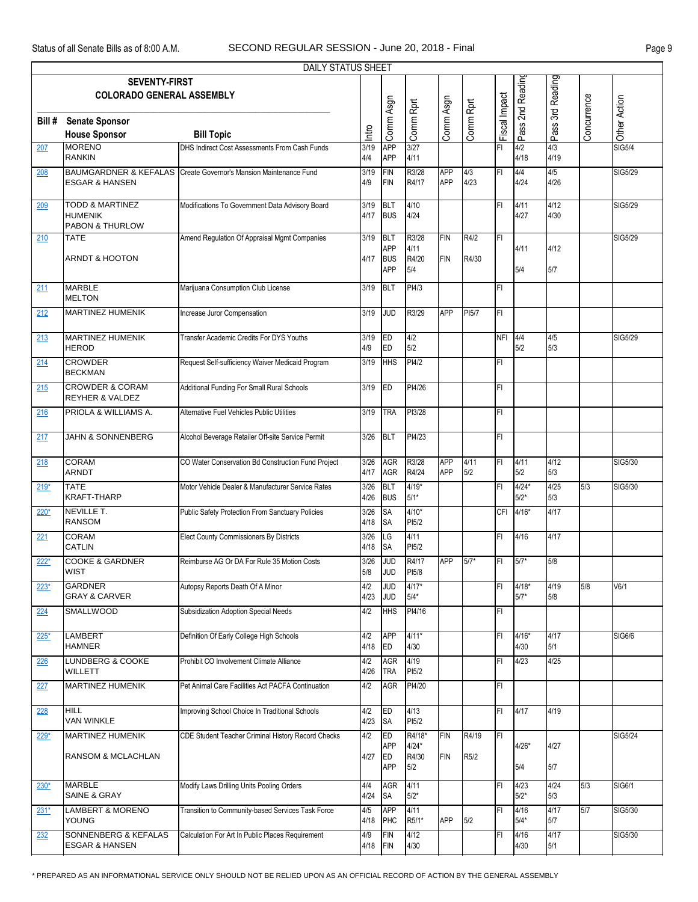DAILY STATUS SHEET

| Bill # | SEVENTY-FIRST COLORADO GENERAL ASSEMBLY Senate Sponsor / House Sponsor | Bill Topic | Intro | Comm Asgn | Comm Rprt | Comm Asgn | Comm Rprt | Fiscal Impact | Pass 2nd Reading | Pass 3rd Reading | Concurrence | Other Action |
|---|---|---|---|---|---|---|---|---|---|---|---|---|
| 207 | MORENO<br>RANKIN | DHS Indirect Cost Assessments From Cash Funds | 3/19<br>4/4 | APP<br>APP | 3/27<br>4/11 | | | FI | 4/2<br>4/18 | 4/3<br>4/19 | | SIG5/4 |
| 208 | BAUMGARDNER & KEFALAS<br>ESGAR & HANSEN | Create Governor's Mansion Maintenance Fund | 3/19<br>4/9 | FIN<br>FIN | R3/28<br>R4/17 | APP<br>APP | 4/3<br>4/23 | FI | 4/4<br>4/24 | 4/5<br>4/26 | | SIG5/29 |
| 209 | TODD & MARTINEZ HUMENIK<br>PABON & THURLOW | Modifications To Government Data Advisory Board | 3/19<br>4/17 | BLT<br>BUS | 4/10<br>4/24 | | | FI | 4/11<br>4/27 | 4/12<br>4/30 | | SIG5/29 |
| 210 | TATE<br>ARNDT & HOOTON | Amend Regulation Of Appraisal Mgmt Companies | 3/19<br>4/17 | BLT<br>APP<br>BUS<br>APP | R3/28<br>4/11<br>R4/20<br>5/4 | FIN<br>FIN | R4/2<br>R4/30 | FI | 4/11<br>5/4 | 4/12<br>5/7 | | SIG5/29 |
| 211 | MARBLE<br>MELTON | Marijuana Consumption Club License | 3/19 | BLT | PI4/3 | | | FI | | | | |
| 212 | MARTINEZ HUMENIK | Increase Juror Compensation | 3/19 | JUD | R3/29 | APP | PI5/7 | FI | | | | |
| 213 | MARTINEZ HUMENIK<br>HEROD | Transfer Academic Credits For DYS Youths | 3/19<br>4/9 | ED<br>ED | 4/2<br>5/2 | | | NFI | 4/4<br>5/2 | 4/5<br>5/3 | | SIG5/29 |
| 214 | CROWDER<br>BECKMAN | Request Self-sufficiency Waiver Medicaid Program | 3/19 | HHS | PI4/2 | | | FI | | | | |
| 215 | CROWDER & CORAM<br>REYHER & VALDEZ | Additional Funding For Small Rural Schools | 3/19 | ED | PI4/26 | | | FI | | | | |
| 216 | PRIOLA & WILLIAMS A. | Alternative Fuel Vehicles Public Utilities | 3/19 | TRA | PI3/28 | | | FI | | | | |
| 217 | JAHN & SONNENBERG | Alcohol Beverage Retailer Off-site Service Permit | 3/26 | BLT | PI4/23 | | | FI | | | | |
| 218 | CORAM<br>ARNDT | CO Water Conservation Bd Construction Fund Project | 3/26<br>4/17 | AGR<br>AGR | R3/28<br>R4/24 | APP<br>APP | 4/11<br>5/2 | FI | 4/11<br>5/2 | 4/12<br>5/3 | | SIG5/30 |
| 219* | TATE<br>KRAFT-THARP | Motor Vehicle Dealer & Manufacturer Service Rates | 3/26<br>4/26 | BLT<br>BUS | 4/19*<br>5/1* | | | FI | 4/24*<br>5/2* | 4/25<br>5/3 | 5/3 | SIG5/30 |
| 220* | NEVILLE T.<br>RANSOM | Public Safety Protection From Sanctuary Policies | 3/26<br>4/18 | SA<br>SA | 4/10*<br>PI5/2 | | | CFI | 4/16* | 4/17 | | |
| 221 | CORAM<br>CATLIN | Elect County Commissioners By Districts | 3/26<br>4/18 | LG<br>SA | 4/11<br>PI5/2 | | | FI | 4/16 | 4/17 | | |
| 222* | COOKE & GARDNER<br>WIST | Reimburse AG Or DA For Rule 35 Motion Costs | 3/26<br>5/8 | JUD<br>JUD | R4/17<br>PI5/8 | APP | 5/7* | FI | 5/7* | 5/8 | | |
| 223* | GARDNER<br>GRAY & CARVER | Autopsy Reports Death Of A Minor | 4/2<br>4/23 | JUD<br>JUD | 4/17*<br>5/4* | | | FI | 4/18*<br>5/7* | 4/19<br>5/8 | 5/8 | V6/1 |
| 224 | SMALLWOOD | Subsidization Adoption Special Needs | 4/2 | HHS | PI4/16 | | | FI | | | | |
| 225* | LAMBERT<br>HAMNER | Definition Of Early College High Schools | 4/2<br>4/18 | APP<br>ED | 4/11*<br>4/30 | | | FI | 4/16*<br>4/30 | 4/17<br>5/1 | | SIG6/6 |
| 226 | LUNDBERG & COOKE<br>WILLETT | Prohibit CO Involvement Climate Alliance | 4/2<br>4/26 | AGR<br>TRA | 4/19<br>PI5/2 | | | FI | 4/23 | 4/25 | | |
| 227 | MARTINEZ HUMENIK | Pet Animal Care Facilities Act PACFA Continuation | 4/2 | AGR | PI4/20 | | | FI | | | | |
| 228 | HILL<br>VAN WINKLE | Improving School Choice In Traditional Schools | 4/2<br>4/23 | ED<br>SA | 4/13<br>PI5/2 | | | FI | 4/17 | 4/19 | | |
| 229* | MARTINEZ HUMENIK<br>RANSOM & MCLACHLAN | CDE Student Teacher Criminal History Record Checks | 4/2<br>4/27 | ED<br>APP<br>ED<br>APP | R4/18*<br>4/24*<br>R4/30<br>5/2 | FIN<br>FIN | R4/19<br>R5/2 | FI | 4/26*<br>5/4 | 4/27<br>5/7 | | SIG5/24 |
| 230* | MARBLE<br>SAINE & GRAY | Modify Laws Drilling Units Pooling Orders | 4/4<br>4/24 | AGR<br>SA | 4/11<br>5/2* | | | FI | 4/23<br>5/2* | 4/24<br>5/3 | 5/3 | SIG6/1 |
| 231* | LAMBERT & MORENO<br>YOUNG | Transition to Community-based Services Task Force | 4/5<br>4/18 | APP<br>PHC | 4/11<br>R5/1* | APP | 5/2 | FI | 4/16<br>5/4* | 4/17<br>5/7 | 5/7 | SIG5/30 |
| 232 | SONNENBERG & KEFALAS<br>ESGAR & HANSEN | Calculation For Art In Public Places Requirement | 4/9<br>4/18 | FIN<br>FIN | 4/12<br>4/30 | | | FI | 4/16<br>4/30 | 4/17<br>5/1 | | SIG5/30 |

\* PREPARED AS AN INFORMATIONAL SERVICE ONLY SHOULD NOT BE RELIED UPON AS AN OFFICIAL RECORD OF ACTION BY THE GENERAL ASSEMBLY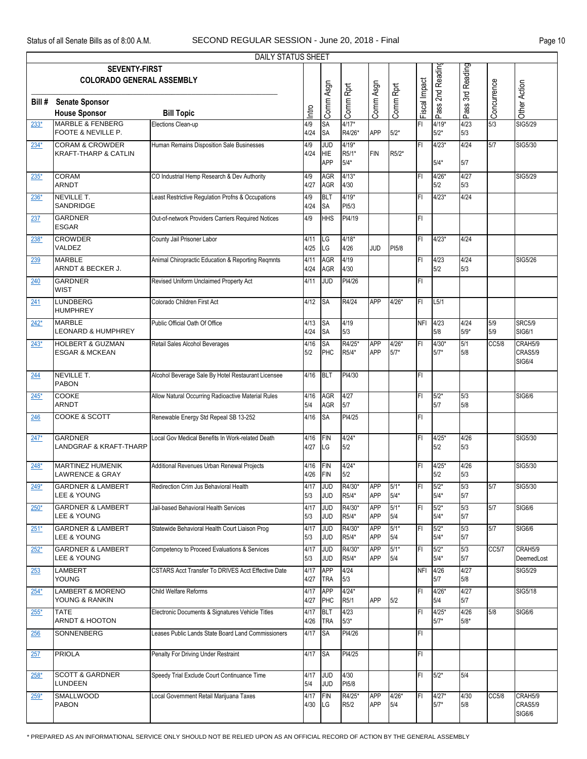Status of all Senate Bills as of 8:00 A.M. SECOND REGULAR SESSION - June 20, 2018 - Final

DAILY STATUS SHEET

**SEVENTY-FIRST COLORADO GENERAL ASSEMBLY**

| Bill # | Senate Sponsor / House Sponsor | Bill Topic | Intro | Comm Asgn | Comm Rprt | Comm Asgn | Comm Rprt | Fiscal Impact | Pass 2nd Reading | Pass 3rd Reading | Concurrence | Other Action |
|---|---|---|---|---|---|---|---|---|---|---|---|---|
| 233* | MARBLE & FENBERG<br>FOOTE & NEVILLE P. | Elections Clean-up | 4/9<br>4/24 | SA<br>SA | 4/17*<br>R4/26* | <br>APP | <br>5/2* | FI | 4/19*<br>5/2* | 4/23<br>5/3 | 5/3 | SIG5/29 |
| 234* | CORAM & CROWDER<br>KRAFT-THARP & CATLIN | Human Remains Disposition Sale Businesses | 4/9<br>4/24 | JUD<br>HIE<br>APP | 4/19*<br>R5/1*<br>5/4* | <br>FIN | <br>R5/2* | FI | 4/23*<br><br>5/4* | 4/24<br><br>5/7 | 5/7 | SIG5/30 |
| 235* | CORAM<br>ARNDT | CO Industrial Hemp Research & Dev Authority | 4/9<br>4/27 | AGR<br>AGR | 4/13*<br>4/30 | | | FI | 4/26*<br>5/2 | 4/27<br>5/3 | | SIG5/29 |
| 236* | NEVILLE T.<br>SANDRIDGE | Least Restrictive Regulation Profns & Occupations | 4/9<br>4/24 | BLT<br>SA | 4/19*<br>PI5/3 | | | FI | 4/23* | 4/24 | | |
| 237 | GARDNER<br>ESGAR | Out-of-network Providers Carriers Required Notices | 4/9 | HHS | PI4/19 | | | FI | | | | |
| 238* | CROWDER<br>VALDEZ | County Jail Prisoner Labor | 4/11<br>4/25 | LG<br>LG | 4/18*<br>4/26 | <br>JUD | <br>PI5/8 | FI | 4/23* | 4/24 | | |
| 239 | MARBLE<br>ARNDT & BECKER J. | Animal Chiropractic Education & Reporting Reqmnts | 4/11<br>4/24 | AGR<br>AGR | 4/19<br>4/30 | | | FI | 4/23<br>5/2 | 4/24<br>5/3 | | SIG5/26 |
| 240 | GARDNER<br>WIST | Revised Uniform Unclaimed Property Act | 4/11 | JUD | PI4/26 | | | FI | | | | |
| 241 | LUNDBERG<br>HUMPHREY | Colorado Children First Act | 4/12 | SA | R4/24 | APP | 4/26* | FI | L5/1 | | | |
| 242* | MARBLE<br>LEONARD & HUMPHREY | Public Official Oath Of Office | 4/13<br>4/24 | SA<br>SA | 4/19<br>5/3 | | | NFI | 4/23<br>5/8 | 4/24<br>5/9* | 5/9<br>5/9 | SRC5/9<br>SIG6/1 |
| 243* | HOLBERT & GUZMAN<br>ESGAR & MCKEAN | Retail Sales Alcohol Beverages | 4/16<br>5/2 | SA<br>PHC | R4/25*<br>R5/4* | APP<br>APP | 4/26*<br>5/7* | FI | 4/30*<br>5/7* | 5/1<br>5/8 | CC5/8 | CRAH5/9<br>CRAS5/9<br>SIG6/4 |
| 244 | NEVILLE T.<br>PABON | Alcohol Beverage Sale By Hotel Restaurant Licensee | 4/16 | BLT | PI4/30 | | | FI | | | | |
| 245* | COOKE<br>ARNDT | Allow Natural Occurring Radioactive Material Rules | 4/16<br>5/4 | AGR<br>AGR | 4/27<br>5/7 | | | FI | 5/2*<br>5/7 | 5/3<br>5/8 | | SIG6/6 |
| 246 | COOKE & SCOTT | Renewable Energy Std Repeal SB 13-252 | 4/16 | SA | PI4/25 | | | FI | | | | |
| 247* | GARDNER<br>LANDGRAF & KRAFT-THARP | Local Gov Medical Benefits In Work-related Death | 4/16<br>4/27 | FIN<br>LG | 4/24*<br>5/2 | | | FI | 4/25*<br>5/2 | 4/26<br>5/3 | | SIG5/30 |
| 248* | MARTINEZ HUMENIK<br>LAWRENCE & GRAY | Additional Revenues Urban Renewal Projects | 4/16<br>4/26 | FIN<br>FIN | 4/24*<br>5/2 | | | FI | 4/25*<br>5/2 | 4/26<br>5/3 | | SIG5/30 |
| 249* | GARDNER & LAMBERT<br>LEE & YOUNG | Redirection Crim Jus Behavioral Health | 4/17<br>5/3 | JUD<br>JUD | R4/30*<br>R5/4* | APP<br>APP | 5/1*<br>5/4* | FI | 5/2*<br>5/4* | 5/3<br>5/7 | 5/7 | SIG5/30 |
| 250* | GARDNER & LAMBERT<br>LEE & YOUNG | Jail-based Behavioral Health Services | 4/17<br>5/3 | JUD<br>JUD | R4/30*<br>R5/4* | APP<br>APP | 5/1*<br>5/4 | FI | 5/2*<br>5/4* | 5/3<br>5/7 | 5/7 | SIG6/6 |
| 251* | GARDNER & LAMBERT<br>LEE & YOUNG | Statewide Behavioral Health Court Liaison Prog | 4/17<br>5/3 | JUD<br>JUD | R4/30*<br>R5/4* | APP<br>APP | 5/1*<br>5/4 | FI | 5/2*<br>5/4* | 5/3<br>5/7 | 5/7 | SIG6/6 |
| 252* | GARDNER & LAMBERT<br>LEE & YOUNG | Competency to Proceed Evaluations & Services | 4/17<br>5/3 | JUD<br>JUD | R4/30*<br>R5/4* | APP<br>APP | 5/1*<br>5/4 | FI | 5/2*<br>5/4* | 5/3<br>5/7 | CC5/7 | CRAH5/9<br>DeemedLost |
| 253 | LAMBERT<br>YOUNG | CSTARS Acct Transfer To DRIVES Acct Effective Date | 4/17<br>4/27 | APP<br>TRA | 4/24<br>5/3 | | | NFI | 4/26<br>5/7 | 4/27<br>5/8 | | SIG5/29 |
| 254* | LAMBERT & MORENO<br>YOUNG & RANKIN | Child Welfare Reforms | 4/17<br>4/27 | APP<br>PHC | 4/24*<br>R5/1 | <br>APP | <br>5/2 | FI | 4/26*<br>5/4 | 4/27<br>5/7 | | SIG5/18 |
| 255* | TATE<br>ARNDT & HOOTON | Electronic Documents & Signatures Vehicle Titles | 4/17<br>4/26 | BLT<br>TRA | 4/23<br>5/3* | | | FI | 4/25*<br>5/7* | 4/26<br>5/8* | 5/8 | SIG6/6 |
| 256 | SONNENBERG | Leases Public Lands State Board Land Commissioners | 4/17 | SA | PI4/26 | | | FI | | | | |
| 257 | PRIOLA | Penalty For Driving Under Restraint | 4/17 | SA | PI4/25 | | | FI | | | | |
| 258* | SCOTT & GARDNER<br>LUNDEEN | Speedy Trial Exclude Court Continuance Time | 4/17<br>5/4 | JUD<br>JUD | 4/30<br>PI5/8 | | | FI | 5/2* | 5/4 | | |
| 259* | SMALLWOOD<br>PABON | Local Government Retail Marijuana Taxes | 4/17<br>4/30 | FIN<br>LG | R4/25*<br>R5/2 | APP<br>APP | 4/26*<br>5/4 | FI | 4/27*<br>5/7* | 4/30<br>5/8 | CC5/8 | CRAH5/9<br>CRAS5/9<br>SIG6/6 |

\* PREPARED AS AN INFORMATIONAL SERVICE ONLY SHOULD NOT BE RELIED UPON AS AN OFFICIAL RECORD OF ACTION BY THE GENERAL ASSEMBLY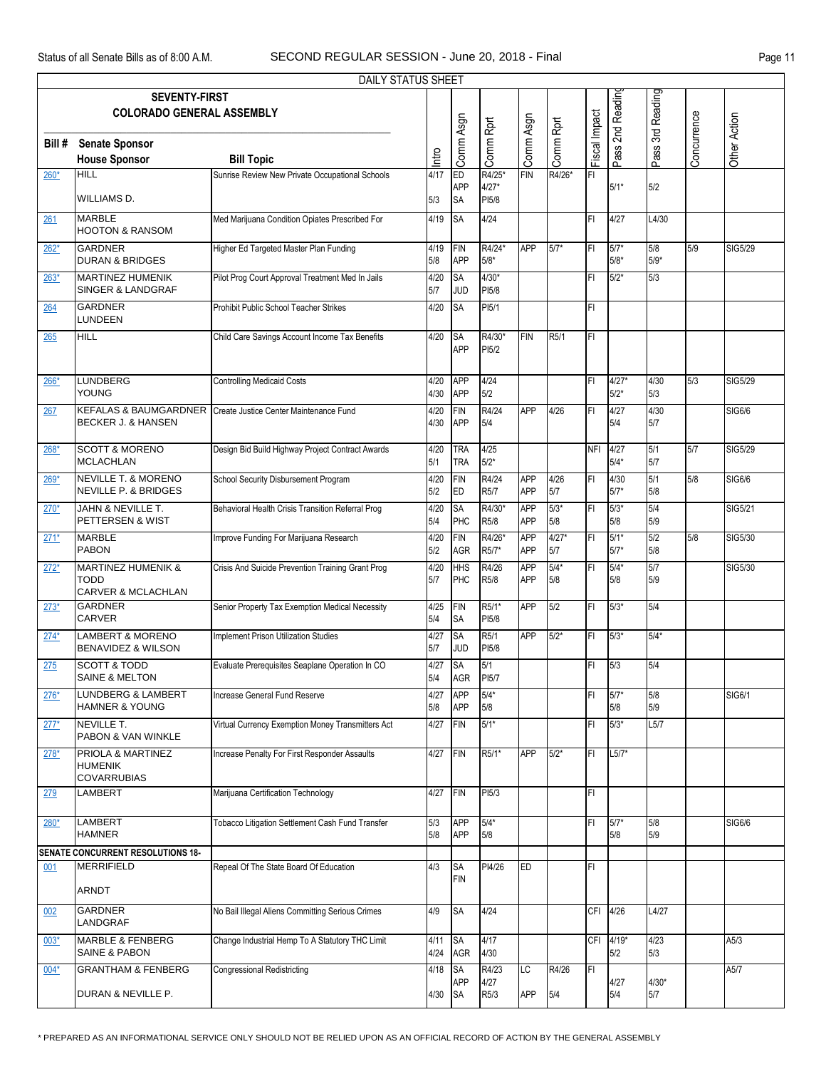DAILY STATUS SHEET

| Bill # | SEVENTY-FIRST COLORADO GENERAL ASSEMBLY<br>Senate Sponsor<br>House Sponsor | Bill Topic | Intro | Comm Asgn | Comm Rprt | Comm Asgn | Comm Rprt | Fiscal Impact | Pass 2nd Reading | Pass 3rd Reading | Concurrence | Other Action |
|---|---|---|---|---|---|---|---|---|---|---|---|---|
| 260* | HILL<br>WILLIAMS D. | Sunrise Review New Private Occupational Schools | 4/17<br>5/3 | ED<br>APP<br>SA | R4/25*<br>4/27*<br>PI5/8 | FIN | R4/26* | FI | 5/1* | 5/2 | | |
| 261 | MARBLE<br>HOOTON & RANSOM | Med Marijuana Condition Opiates Prescribed For | 4/19 | SA | 4/24 | | | FI | 4/27 | L4/30 | | |
| 262* | GARDNER<br>DURAN & BRIDGES | Higher Ed Targeted Master Plan Funding | 4/19<br>5/8 | FIN<br>APP | R4/24*<br>5/8* | APP | 5/7* | FI | 5/7*<br>5/8* | 5/8<br>5/9* | 5/9 | SIG5/29 |
| 263* | MARTINEZ HUMENIK<br>SINGER & LANDGRAF | Pilot Prog Court Approval Treatment Med In Jails | 4/20<br>5/7 | SA<br>JUD | 4/30*<br>PI5/8 | | | FI | 5/2* | 5/3 | | |
| 264 | GARDNER<br>LUNDEEN | Prohibit Public School Teacher Strikes | 4/20 | SA | PI5/1 | | | FI | | | | |
| 265 | HILL | Child Care Savings Account Income Tax Benefits | 4/20 | SA<br>APP | R4/30*<br>PI5/2 | FIN | R5/1 | FI | | | | |
| 266* | LUNDBERG<br>YOUNG | Controlling Medicaid Costs | 4/20<br>4/30 | APP<br>APP | 4/24<br>5/2 | | | FI | 4/27*<br>5/2* | 4/30<br>5/3 | 5/3 | SIG5/29 |
| 267 | KEFALAS & BAUMGARDNER<br>BECKER J. & HANSEN | Create Justice Center Maintenance Fund | 4/20<br>4/30 | FIN<br>APP | R4/24<br>5/4 | APP | 4/26 | FI | 4/27<br>5/4 | 4/30<br>5/7 | | SIG6/6 |
| 268* | SCOTT & MORENO<br>MCLACHLAN | Design Bid Build Highway Project Contract Awards | 4/20<br>5/1 | TRA<br>TRA | 4/25<br>5/2* | | | NFI | 4/27<br>5/4* | 5/1<br>5/7 | 5/7 | SIG5/29 |
| 269* | NEVILLE T. & MORENO<br>NEVILLE P. & BRIDGES | School Security Disbursement Program | 4/20<br>5/2 | FIN<br>ED | R4/24<br>R5/7 | APP<br>APP | 4/26<br>5/7 | FI | 4/30<br>5/7* | 5/1<br>5/8 | 5/8 | SIG6/6 |
| 270* | JAHN & NEVILLE T.<br>PETTERSEN & WIST | Behavioral Health Crisis Transition Referral Prog | 4/20<br>5/4 | SA<br>PHC | R4/30*<br>R5/8 | APP<br>APP | 5/3*<br>5/8 | FI | 5/3*<br>5/8 | 5/4<br>5/9 | | SIG5/21 |
| 271* | MARBLE<br>PABON | Improve Funding For Marijuana Research | 4/20<br>5/2 | FIN<br>AGR | R4/26*<br>R5/7* | APP<br>APP | 4/27*<br>5/7 | FI | 5/1*<br>5/7* | 5/2<br>5/8 | 5/8 | SIG5/30 |
| 272* | MARTINEZ HUMENIK & TODD<br>CARVER & MCLACHLAN | Crisis And Suicide Prevention Training Grant Prog | 4/20<br>5/7 | HHS<br>PHC | R4/26<br>R5/8 | APP<br>APP | 5/4*<br>5/8 | FI | 5/4*<br>5/8 | 5/7<br>5/9 | | SIG5/30 |
| 273* | GARDNER<br>CARVER | Senior Property Tax Exemption Medical Necessity | 4/25<br>5/4 | FIN<br>SA | R5/1*<br>PI5/8 | APP | 5/2 | FI | 5/3* | 5/4 | | |
| 274* | LAMBERT & MORENO<br>BENAVIDEZ & WILSON | Implement Prison Utilization Studies | 4/27<br>5/7 | SA<br>JUD | R5/1<br>PI5/8 | APP | 5/2* | FI | 5/3* | 5/4* | | |
| 275 | SCOTT & TODD<br>SAINE & MELTON | Evaluate Prerequisites Seaplane Operation In CO | 4/27<br>5/4 | SA<br>AGR | 5/1<br>PI5/7 | | | FI | 5/3 | 5/4 | | |
| 276* | LUNDBERG & LAMBERT<br>HAMNER & YOUNG | Increase General Fund Reserve | 4/27<br>5/8 | APP<br>APP | 5/4*<br>5/8 | | | FI | 5/7*<br>5/8 | 5/8<br>5/9 | | SIG6/1 |
| 277* | NEVILLE T.<br>PABON & VAN WINKLE | Virtual Currency Exemption Money Transmitters Act | 4/27 | FIN | 5/1* | | | FI | 5/3* | L5/7 | | |
| 278* | PRIOLA & MARTINEZ HUMENIK<br>COVARRUBIAS | Increase Penalty For First Responder Assaults | 4/27 | FIN | R5/1* | APP | 5/2* | FI | L5/7* | | | |
| 279 | LAMBERT | Marijuana Certification Technology | 4/27 | FIN | PI5/3 | | | FI | | | | |
| 280* | LAMBERT<br>HAMNER | Tobacco Litigation Settlement Cash Fund Transfer | 5/3<br>5/8 | APP<br>APP | 5/4*<br>5/8 | | | FI | 5/7*<br>5/8 | 5/8<br>5/9 | | SIG6/6 |
| **SENATE CONCURRENT RESOLUTIONS 18-** | | | | | | | | | | | | |
| 001 | MERRIFIELD<br>ARNDT | Repeal Of The State Board Of Education | 4/3 | SA<br>FIN | PI4/26 | ED | | FI | | | | |
| 002 | GARDNER<br>LANDGRAF | No Bail Illegal Aliens Committing Serious Crimes | 4/9 | SA | 4/24 | | | CFI | 4/26 | L4/27 | | |
| 003* | MARBLE & FENBERG<br>SAINE & PABON | Change Industrial Hemp To A Statutory THC Limit | 4/11<br>4/24 | SA<br>AGR | 4/17<br>4/30 | | | CFI | 4/19*<br>5/2 | 4/23<br>5/3 | | A5/3 |
| 004* | GRANTHAM & FENBERG<br>DURAN & NEVILLE P. | Congressional Redistricting | 4/18<br>4/30 | SA<br>APP<br>SA | R4/23<br>4/27<br>R5/3 | LC<br>APP | R4/26<br>5/4 | FI | 4/27<br>5/4 | 4/30*<br>5/7 | | A5/7 |

\* PREPARED AS AN INFORMATIONAL SERVICE ONLY SHOULD NOT BE RELIED UPON AS AN OFFICIAL RECORD OF ACTION BY THE GENERAL ASSEMBLY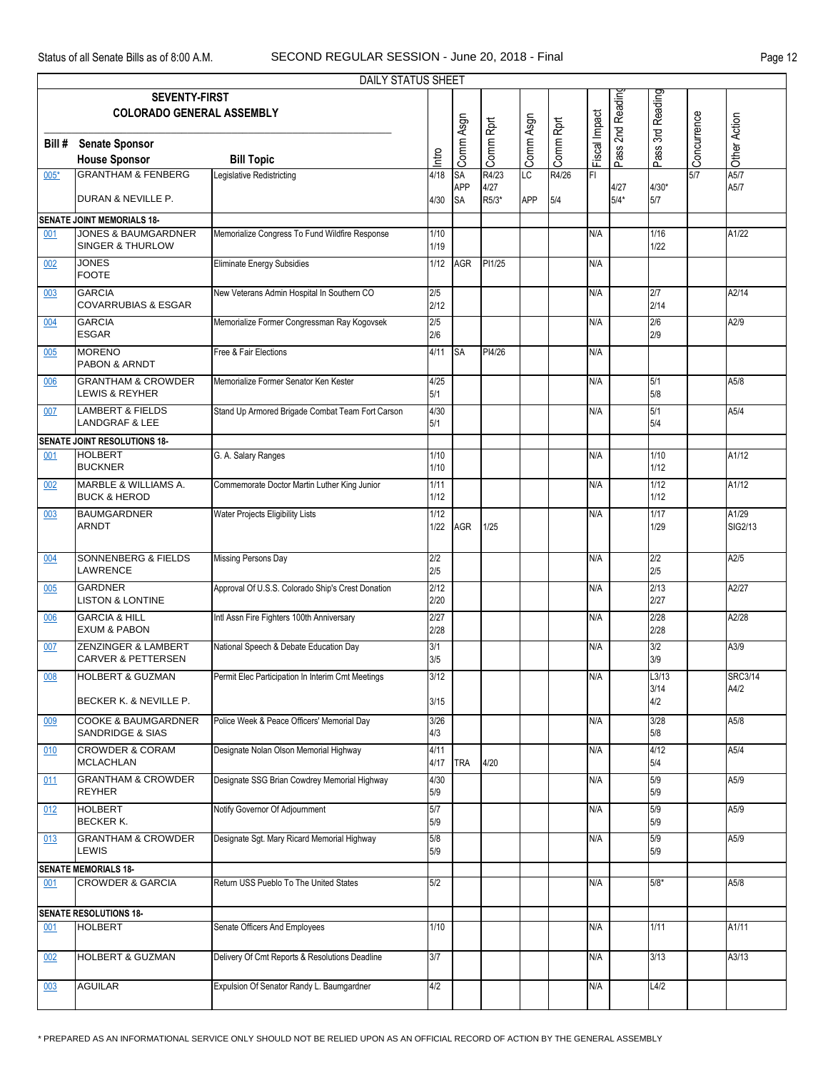DAILY STATUS SHEET

| Bill # | SEVENTY-FIRST COLORADO GENERAL ASSEMBLY<br>Senate Sponsor<br>House Sponsor | Bill Topic | Intro | Comm Asgn | Comm Rprt | Comm Asgn | Comm Rprt | Fiscal Impact | Pass 2nd Reading | Pass 3rd Reading | Concurrence | Other Action |
|---|---|---|---|---|---|---|---|---|---|---|---|---|
| 005* | GRANTHAM & FENBERG<br>DURAN & NEVILLE P. | Legislative Redistricting | 4/18<br>4/30 | SA<br>APP<br>SA | R4/23<br>4/27<br>R5/3* | LC<br>APP | R4/26<br>5/4 | FI | 4/27<br>5/4* | 4/30*<br>5/7 | 5/7 | A5/7<br>A5/7 |
| **SENATE JOINT MEMORIALS 18-** | | | | | | | | | | | | |
| 001 | JONES & BAUMGARDNER<br>SINGER & THURLOW | Memorialize Congress To Fund Wildfire Response | 1/10<br>1/19 | | | | | N/A | | 1/16<br>1/22 | | A1/22 |
| 002 | JONES<br>FOOTE | Eliminate Energy Subsidies | 1/12 | AGR | PI1/25 | | | N/A | | | | |
| 003 | GARCIA<br>COVARRUBIAS & ESGAR | New Veterans Admin Hospital In Southern CO | 2/5<br>2/12 | | | | | N/A | | 2/7<br>2/14 | | A2/14 |
| 004 | GARCIA<br>ESGAR | Memorialize Former Congressman Ray Kogovsek | 2/5<br>2/6 | | | | | N/A | | 2/6<br>2/9 | | A2/9 |
| 005 | MORENO<br>PABON & ARNDT | Free & Fair Elections | 4/11 | SA | PI4/26 | | | N/A | | | | |
| 006 | GRANTHAM & CROWDER<br>LEWIS & REYHER | Memorialize Former Senator Ken Kester | 4/25<br>5/1 | | | | | N/A | | 5/1<br>5/8 | | A5/8 |
| 007 | LAMBERT & FIELDS<br>LANDGRAF & LEE | Stand Up Armored Brigade Combat Team Fort Carson | 4/30<br>5/1 | | | | | N/A | | 5/1<br>5/4 | | A5/4 |
| **SENATE JOINT RESOLUTIONS 18-** | | | | | | | | | | | | |
| 001 | HOLBERT<br>BUCKNER | G. A. Salary Ranges | 1/10<br>1/10 | | | | | N/A | | 1/10<br>1/12 | | A1/12 |
| 002 | MARBLE & WILLIAMS A.<br>BUCK & HEROD | Commemorate Doctor Martin Luther King Junior | 1/11<br>1/12 | | | | | N/A | | 1/12<br>1/12 | | A1/12 |
| 003 | BAUMGARDNER<br>ARNDT | Water Projects Eligibility Lists | 1/12<br>1/22 | AGR | 1/25 | | | N/A | | 1/17<br>1/29 | | A1/29<br>SIG2/13 |
| 004 | SONNENBERG & FIELDS<br>LAWRENCE | Missing Persons Day | 2/2<br>2/5 | | | | | N/A | | 2/2<br>2/5 | | A2/5 |
| 005 | GARDNER<br>LISTON & LONTINE | Approval Of U.S.S. Colorado Ship's Crest Donation | 2/12<br>2/20 | | | | | N/A | | 2/13<br>2/27 | | A2/27 |
| 006 | GARCIA & HILL<br>EXUM & PABON | Intl Assn Fire Fighters 100th Anniversary | 2/27<br>2/28 | | | | | N/A | | 2/28<br>2/28 | | A2/28 |
| 007 | ZENZINGER & LAMBERT<br>CARVER & PETTERSEN | National Speech & Debate Education Day | 3/1<br>3/5 | | | | | N/A | | 3/2<br>3/9 | | A3/9 |
| 008 | HOLBERT & GUZMAN<br>BECKER K. & NEVILLE P. | Permit Elec Participation In Interim Cmt Meetings | 3/12<br>3/15 | | | | | N/A | | L3/13<br>3/14<br>4/2 | | SRC3/14<br>A4/2 |
| 009 | COOKE & BAUMGARDNER<br>SANDRIDGE & SIAS | Police Week & Peace Officers' Memorial Day | 3/26<br>4/3 | | | | | N/A | | 3/28<br>5/8 | | A5/8 |
| 010 | CROWDER & CORAM<br>MCLACHLAN | Designate Nolan Olson Memorial Highway | 4/11<br>4/17 | TRA | 4/20 | | | N/A | | 4/12<br>5/4 | | A5/4 |
| 011 | GRANTHAM & CROWDER<br>REYHER | Designate SSG Brian Cowdrey Memorial Highway | 4/30<br>5/9 | | | | | N/A | | 5/9<br>5/9 | | A5/9 |
| 012 | HOLBERT<br>BECKER K. | Notify Governor Of Adjournment | 5/7<br>5/9 | | | | | N/A | | 5/9<br>5/9 | | A5/9 |
| 013 | GRANTHAM & CROWDER<br>LEWIS | Designate Sgt. Mary Ricard Memorial Highway | 5/8<br>5/9 | | | | | N/A | | 5/9<br>5/9 | | A5/9 |
| **SENATE MEMORIALS 18-** | | | | | | | | | | | | |
| 001 | CROWDER & GARCIA | Return USS Pueblo To The United States | 5/2 | | | | | N/A | | 5/8* | | A5/8 |
| **SENATE RESOLUTIONS 18-** | | | | | | | | | | | | |
| 001 | HOLBERT | Senate Officers And Employees | 1/10 | | | | | N/A | | 1/11 | | A1/11 |
| 002 | HOLBERT & GUZMAN | Delivery Of Cmt Reports & Resolutions Deadline | 3/7 | | | | | N/A | | 3/13 | | A3/13 |
| 003 | AGUILAR | Expulsion Of Senator Randy L. Baumgardner | 4/2 | | | | | N/A | | L4/2 | | |

\* PREPARED AS AN INFORMATIONAL SERVICE ONLY SHOULD NOT BE RELIED UPON AS AN OFFICIAL RECORD OF ACTION BY THE GENERAL ASSEMBLY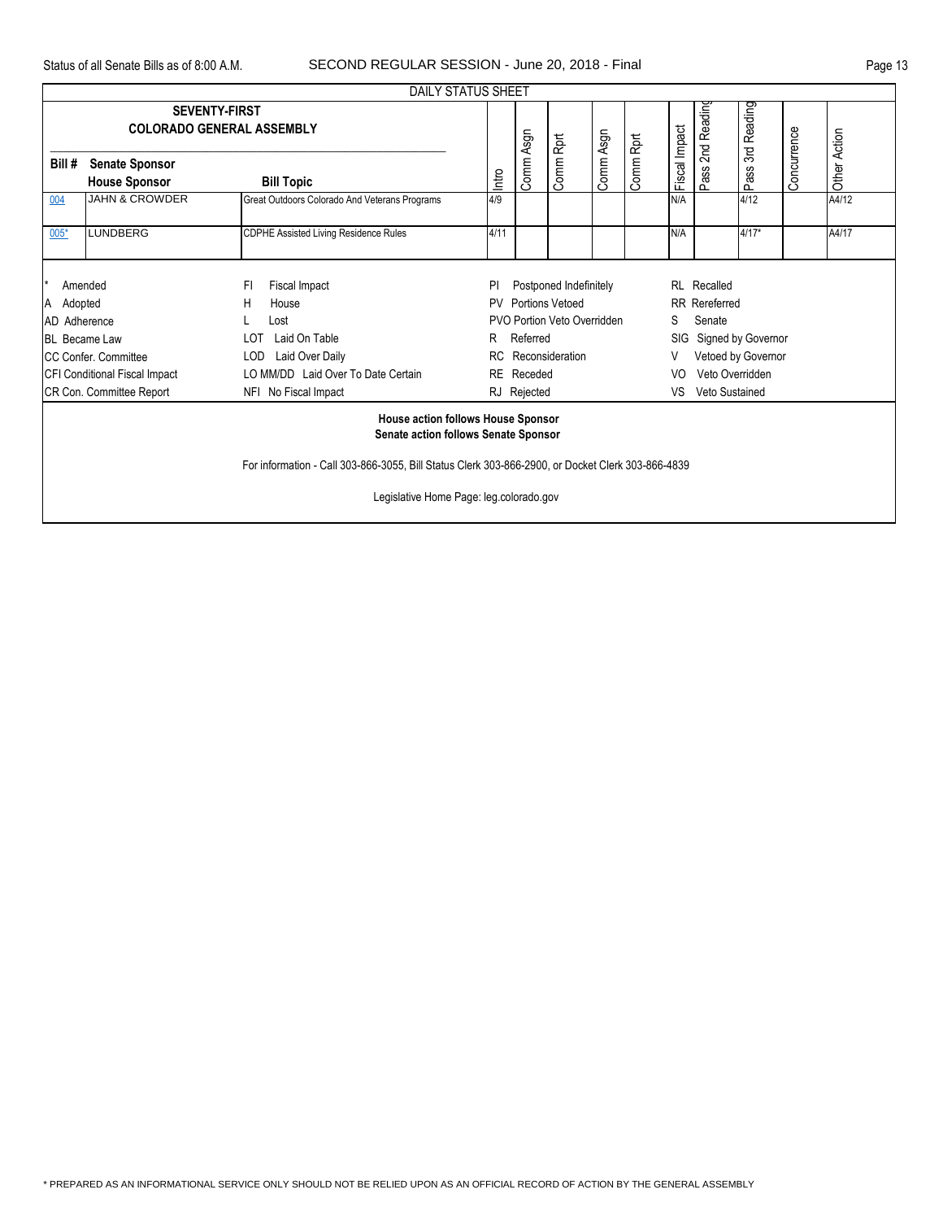DAILY STATUS SHEET

| Bill # | SEVENTY-FIRST COLORADO GENERAL ASSEMBLY<br>Senate Sponsor<br>House Sponsor | Bill Topic | Intro | Comm Asgn | Comm Rprt | Comm Asgn | Comm Rprt | Fiscal Impact | Pass 2nd Reading | Pass 3rd Reading | Concurrence | Other Action |
|---|---|---|---|---|---|---|---|---|---|---|---|---|
| 004 | JAHN & CROWDER | Great Outdoors Colorado And Veterans Programs | 4/9 | | | | | N/A | | 4/12 | | A4/12 |
| 005* | LUNDBERG | CDPHE Assisted Living Residence Rules | 4/11 | | | | | N/A | | 4/17* | | A4/17 |

| | | | |
|---|---|---|---|
| * Amended | FI Fiscal Impact | PI Postponed Indefinitely | RL Recalled |
| A Adopted | H House | PV Portions Vetoed | RR Rereferred |
| AD Adherence | L Lost | PVO Portion Veto Overridden | S Senate |
| BL Became Law | LOT Laid On Table | R Referred | SIG Signed by Governor |
| CC Confer. Committee | LOD Laid Over Daily | RC Reconsideration | V Vetoed by Governor |
| CFI Conditional Fiscal Impact | LO MM/DD Laid Over To Date Certain | RE Receded | VO Veto Overridden |
| CR Con. Committee Report | NFI No Fiscal Impact | RJ Rejected | VS Veto Sustained |

**House action follows House Sponsor**
**Senate action follows Senate Sponsor**

For information - Call 303-866-3055, Bill Status Clerk 303-866-2900, or Docket Clerk 303-866-4839

Legislative Home Page: leg.colorado.gov

* PREPARED AS AN INFORMATIONAL SERVICE ONLY SHOULD NOT BE RELIED UPON AS AN OFFICIAL RECORD OF ACTION BY THE GENERAL ASSEMBLY